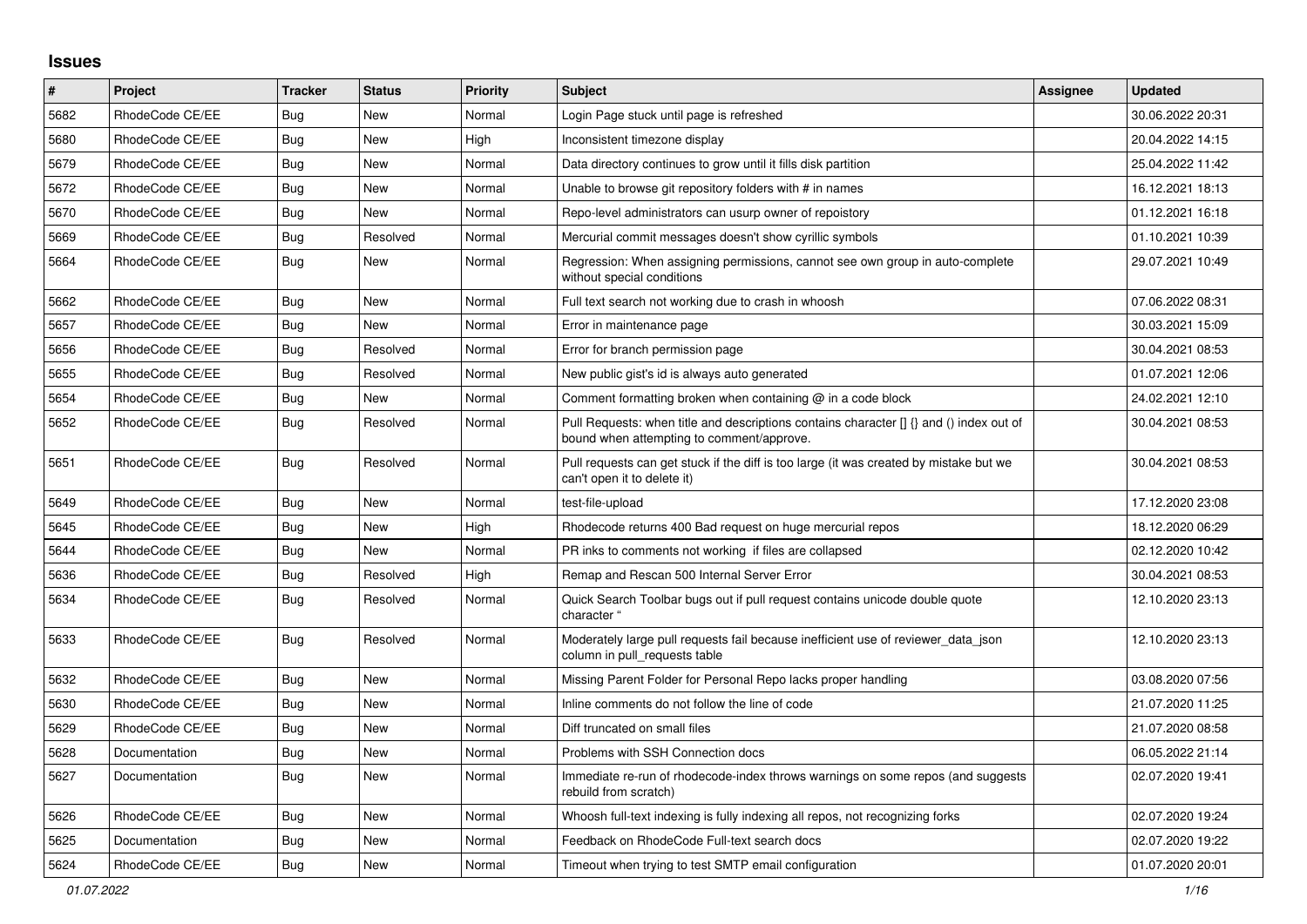## Issues

| # | Project | Tracker | Status | Priority | Subject | Assignee | Updated |
|---|---|---|---|---|---|---|---|
| 5682 | RhodeCode CE/EE | Bug | New | Normal | Login Page stuck until page is refreshed | | 30.06.2022 20:31 |
| 5680 | RhodeCode CE/EE | Bug | New | High | Inconsistent timezone display | | 20.04.2022 14:15 |
| 5679 | RhodeCode CE/EE | Bug | New | Normal | Data directory continues to grow until it fills disk partition | | 25.04.2022 11:42 |
| 5672 | RhodeCode CE/EE | Bug | New | Normal | Unable to browse git repository folders with # in names | | 16.12.2021 18:13 |
| 5670 | RhodeCode CE/EE | Bug | New | Normal | Repo-level administrators can usurp owner of repoistory | | 01.12.2021 16:18 |
| 5669 | RhodeCode CE/EE | Bug | Resolved | Normal | Mercurial commit messages doesn't show cyrillic symbols | | 01.10.2021 10:39 |
| 5664 | RhodeCode CE/EE | Bug | New | Normal | Regression: When assigning permissions, cannot see own group in auto-complete without special conditions | | 29.07.2021 10:49 |
| 5662 | RhodeCode CE/EE | Bug | New | Normal | Full text search not working due to crash in whoosh | | 07.06.2022 08:31 |
| 5657 | RhodeCode CE/EE | Bug | New | Normal | Error in maintenance page | | 30.03.2021 15:09 |
| 5656 | RhodeCode CE/EE | Bug | Resolved | Normal | Error for branch permission page | | 30.04.2021 08:53 |
| 5655 | RhodeCode CE/EE | Bug | Resolved | Normal | New public gist's id is always auto generated | | 01.07.2021 12:06 |
| 5654 | RhodeCode CE/EE | Bug | New | Normal | Comment formatting broken when containing @ in a code block | | 24.02.2021 12:10 |
| 5652 | RhodeCode CE/EE | Bug | Resolved | Normal | Pull Requests: when title and descriptions contains character [] {} and () index out of bound when attempting to comment/approve. | | 30.04.2021 08:53 |
| 5651 | RhodeCode CE/EE | Bug | Resolved | Normal | Pull requests can get stuck if the diff is too large (it was created by mistake but we can't open it to delete it) | | 30.04.2021 08:53 |
| 5649 | RhodeCode CE/EE | Bug | New | Normal | test-file-upload | | 17.12.2020 23:08 |
| 5645 | RhodeCode CE/EE | Bug | New | High | Rhodecode returns 400 Bad request on huge mercurial repos | | 18.12.2020 06:29 |
| 5644 | RhodeCode CE/EE | Bug | New | Normal | PR inks to comments not working if files are collapsed | | 02.12.2020 10:42 |
| 5636 | RhodeCode CE/EE | Bug | Resolved | High | Remap and Rescan 500 Internal Server Error | | 30.04.2021 08:53 |
| 5634 | RhodeCode CE/EE | Bug | Resolved | Normal | Quick Search Toolbar bugs out if pull request contains unicode double quote character " | | 12.10.2020 23:13 |
| 5633 | RhodeCode CE/EE | Bug | Resolved | Normal | Moderately large pull requests fail because inefficient use of reviewer_data_json column in pull_requests table | | 12.10.2020 23:13 |
| 5632 | RhodeCode CE/EE | Bug | New | Normal | Missing Parent Folder for Personal Repo lacks proper handling | | 03.08.2020 07:56 |
| 5630 | RhodeCode CE/EE | Bug | New | Normal | Inline comments do not follow the line of code | | 21.07.2020 11:25 |
| 5629 | RhodeCode CE/EE | Bug | New | Normal | Diff truncated on small files | | 21.07.2020 08:58 |
| 5628 | Documentation | Bug | New | Normal | Problems with SSH Connection docs | | 06.05.2022 21:14 |
| 5627 | Documentation | Bug | New | Normal | Immediate re-run of rhodecode-index throws warnings on some repos (and suggests rebuild from scratch) | | 02.07.2020 19:41 |
| 5626 | RhodeCode CE/EE | Bug | New | Normal | Whoosh full-text indexing is fully indexing all repos, not recognizing forks | | 02.07.2020 19:24 |
| 5625 | Documentation | Bug | New | Normal | Feedback on RhodeCode Full-text search docs | | 02.07.2020 19:22 |
| 5624 | RhodeCode CE/EE | Bug | New | Normal | Timeout when trying to test SMTP email configuration | | 01.07.2020 20:01 |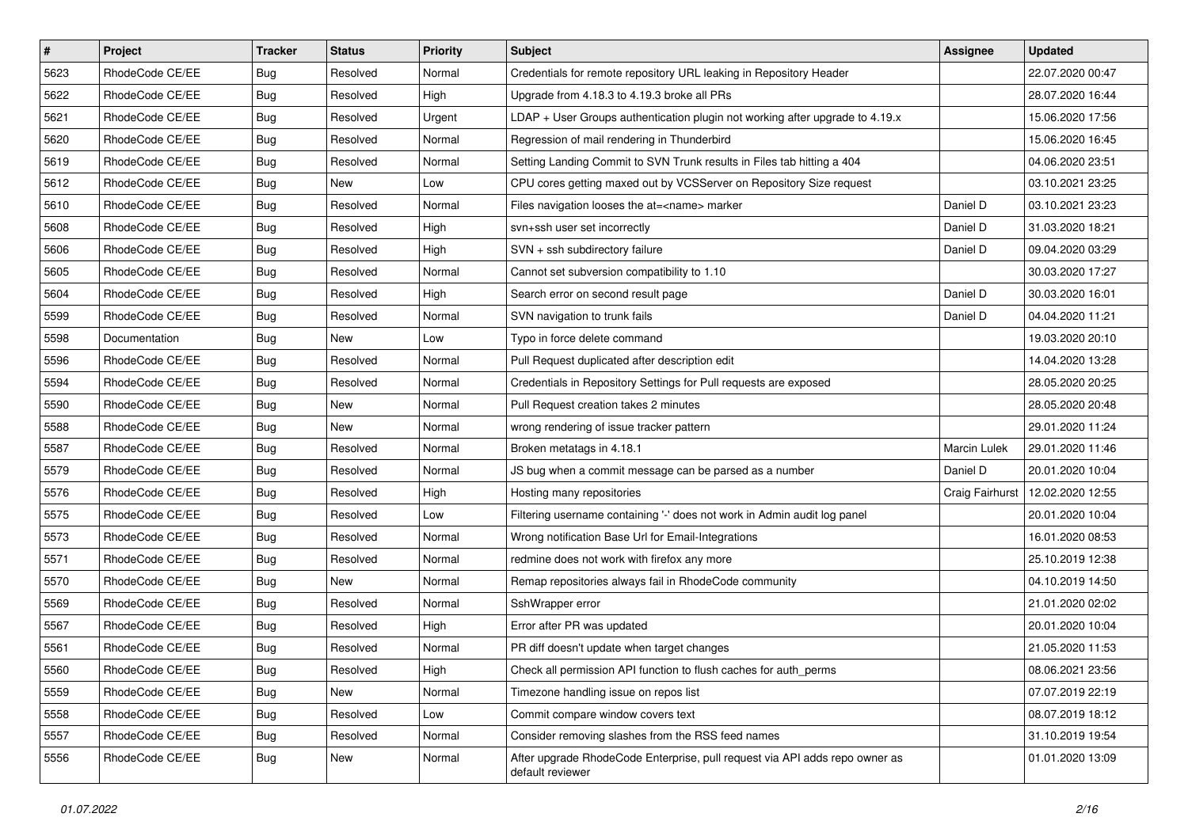| # | Project | Tracker | Status | Priority | Subject | Assignee | Updated |
|---|---|---|---|---|---|---|---|
| 5623 | RhodeCode CE/EE | Bug | Resolved | Normal | Credentials for remote repository URL leaking in Repository Header | | 22.07.2020 00:47 |
| 5622 | RhodeCode CE/EE | Bug | Resolved | High | Upgrade from 4.18.3 to 4.19.3 broke all PRs | | 28.07.2020 16:44 |
| 5621 | RhodeCode CE/EE | Bug | Resolved | Urgent | LDAP + User Groups authentication plugin not working after upgrade to 4.19.x | | 15.06.2020 17:56 |
| 5620 | RhodeCode CE/EE | Bug | Resolved | Normal | Regression of mail rendering in Thunderbird | | 15.06.2020 16:45 |
| 5619 | RhodeCode CE/EE | Bug | Resolved | Normal | Setting Landing Commit to SVN Trunk results in Files tab hitting a 404 | | 04.06.2020 23:51 |
| 5612 | RhodeCode CE/EE | Bug | New | Low | CPU cores getting maxed out by VCSServer on Repository Size request | | 03.10.2021 23:25 |
| 5610 | RhodeCode CE/EE | Bug | Resolved | Normal | Files navigation looses the at=<name> marker | Daniel D | 03.10.2021 23:23 |
| 5608 | RhodeCode CE/EE | Bug | Resolved | High | svn+ssh user set incorrectly | Daniel D | 31.03.2020 18:21 |
| 5606 | RhodeCode CE/EE | Bug | Resolved | High | SVN + ssh subdirectory failure | Daniel D | 09.04.2020 03:29 |
| 5605 | RhodeCode CE/EE | Bug | Resolved | Normal | Cannot set subversion compatibility to 1.10 | | 30.03.2020 17:27 |
| 5604 | RhodeCode CE/EE | Bug | Resolved | High | Search error on second result page | Daniel D | 30.03.2020 16:01 |
| 5599 | RhodeCode CE/EE | Bug | Resolved | Normal | SVN navigation to trunk fails | Daniel D | 04.04.2020 11:21 |
| 5598 | Documentation | Bug | New | Low | Typo in force delete command | | 19.03.2020 20:10 |
| 5596 | RhodeCode CE/EE | Bug | Resolved | Normal | Pull Request duplicated after description edit | | 14.04.2020 13:28 |
| 5594 | RhodeCode CE/EE | Bug | Resolved | Normal | Credentials in Repository Settings for Pull requests are exposed | | 28.05.2020 20:25 |
| 5590 | RhodeCode CE/EE | Bug | New | Normal | Pull Request creation takes 2 minutes | | 28.05.2020 20:48 |
| 5588 | RhodeCode CE/EE | Bug | New | Normal | wrong rendering of issue tracker pattern | | 29.01.2020 11:24 |
| 5587 | RhodeCode CE/EE | Bug | Resolved | Normal | Broken metatags in 4.18.1 | Marcin Lulek | 29.01.2020 11:46 |
| 5579 | RhodeCode CE/EE | Bug | Resolved | Normal | JS bug when a commit message can be parsed as a number | Daniel D | 20.01.2020 10:04 |
| 5576 | RhodeCode CE/EE | Bug | Resolved | High | Hosting many repositories | Craig Fairhurst | 12.02.2020 12:55 |
| 5575 | RhodeCode CE/EE | Bug | Resolved | Low | Filtering username containing '-' does not work in Admin audit log panel | | 20.01.2020 10:04 |
| 5573 | RhodeCode CE/EE | Bug | Resolved | Normal | Wrong notification Base Url for Email-Integrations | | 16.01.2020 08:53 |
| 5571 | RhodeCode CE/EE | Bug | Resolved | Normal | redmine does not work with firefox any more | | 25.10.2019 12:38 |
| 5570 | RhodeCode CE/EE | Bug | New | Normal | Remap repositories always fail in RhodeCode community | | 04.10.2019 14:50 |
| 5569 | RhodeCode CE/EE | Bug | Resolved | Normal | SshWrapper error | | 21.01.2020 02:02 |
| 5567 | RhodeCode CE/EE | Bug | Resolved | High | Error after PR was updated | | 20.01.2020 10:04 |
| 5561 | RhodeCode CE/EE | Bug | Resolved | Normal | PR diff doesn't update when target changes | | 21.05.2020 11:53 |
| 5560 | RhodeCode CE/EE | Bug | Resolved | High | Check all permission API function to flush caches for auth_perms | | 08.06.2021 23:56 |
| 5559 | RhodeCode CE/EE | Bug | New | Normal | Timezone handling issue on repos list | | 07.07.2019 22:19 |
| 5558 | RhodeCode CE/EE | Bug | Resolved | Low | Commit compare window covers text | | 08.07.2019 18:12 |
| 5557 | RhodeCode CE/EE | Bug | Resolved | Normal | Consider removing slashes from the RSS feed names | | 31.10.2019 19:54 |
| 5556 | RhodeCode CE/EE | Bug | New | Normal | After upgrade RhodeCode Enterprise, pull request via API adds repo owner as default reviewer | | 01.01.2020 13:09 |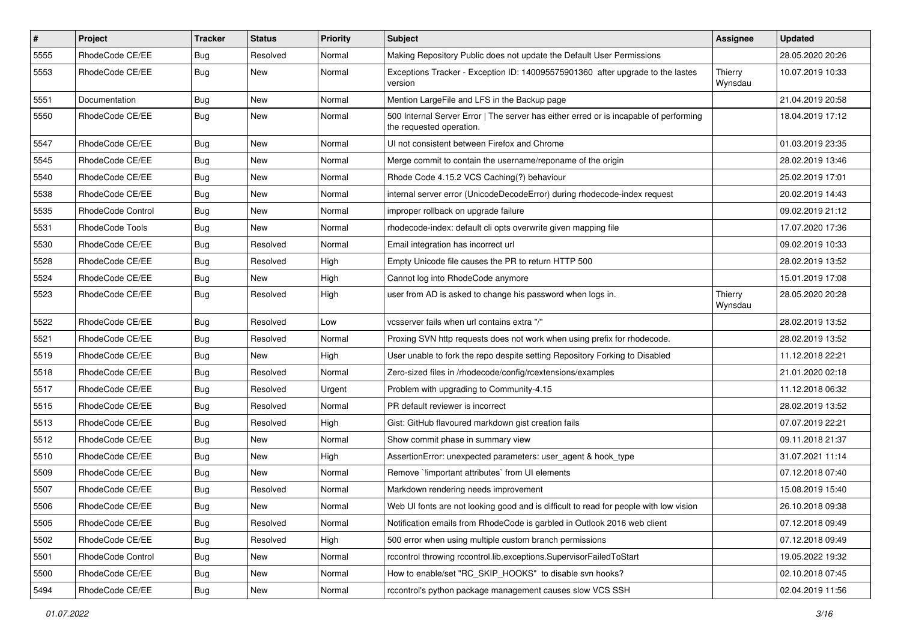| # | Project | Tracker | Status | Priority | Subject | Assignee | Updated |
| --- | --- | --- | --- | --- | --- | --- | --- |
| 5555 | RhodeCode CE/EE | Bug | Resolved | Normal | Making Repository Public does not update the Default User Permissions | | 28.05.2020 20:26 |
| 5553 | RhodeCode CE/EE | Bug | New | Normal | Exceptions Tracker - Exception ID: 140095575901360 after upgrade to the lastes version | Thierry Wynsdau | 10.07.2019 10:33 |
| 5551 | Documentation | Bug | New | Normal | Mention LargeFile and LFS in the Backup page | | 21.04.2019 20:58 |
| 5550 | RhodeCode CE/EE | Bug | New | Normal | 500 Internal Server Error \| The server has either erred or is incapable of performing the requested operation. | | 18.04.2019 17:12 |
| 5547 | RhodeCode CE/EE | Bug | New | Normal | UI not consistent between Firefox and Chrome | | 01.03.2019 23:35 |
| 5545 | RhodeCode CE/EE | Bug | New | Normal | Merge commit to contain the username/reponame of the origin | | 28.02.2019 13:46 |
| 5540 | RhodeCode CE/EE | Bug | New | Normal | Rhode Code 4.15.2 VCS Caching(?) behaviour | | 25.02.2019 17:01 |
| 5538 | RhodeCode CE/EE | Bug | New | Normal | internal server error (UnicodeDecodeError) during rhodecode-index request | | 20.02.2019 14:43 |
| 5535 | RhodeCode Control | Bug | New | Normal | improper rollback on upgrade failure | | 09.02.2019 21:12 |
| 5531 | RhodeCode Tools | Bug | New | Normal | rhodecode-index: default cli opts overwrite given mapping file | | 17.07.2020 17:36 |
| 5530 | RhodeCode CE/EE | Bug | Resolved | Normal | Email integration has incorrect url | | 09.02.2019 10:33 |
| 5528 | RhodeCode CE/EE | Bug | Resolved | High | Empty Unicode file causes the PR to return HTTP 500 | | 28.02.2019 13:52 |
| 5524 | RhodeCode CE/EE | Bug | New | High | Cannot log into RhodeCode anymore | | 15.01.2019 17:08 |
| 5523 | RhodeCode CE/EE | Bug | Resolved | High | user from AD is asked to change his password when logs in. | Thierry Wynsdau | 28.05.2020 20:28 |
| 5522 | RhodeCode CE/EE | Bug | Resolved | Low | vcsserver fails when url contains extra "/" | | 28.02.2019 13:52 |
| 5521 | RhodeCode CE/EE | Bug | Resolved | Normal | Proxing SVN http requests does not work when using prefix for rhodecode. | | 28.02.2019 13:52 |
| 5519 | RhodeCode CE/EE | Bug | New | High | User unable to fork the repo despite setting Repository Forking to Disabled | | 11.12.2018 22:21 |
| 5518 | RhodeCode CE/EE | Bug | Resolved | Normal | Zero-sized files in /rhodecode/config/rcextensions/examples | | 21.01.2020 02:18 |
| 5517 | RhodeCode CE/EE | Bug | Resolved | Urgent | Problem with upgrading to Community-4.15 | | 11.12.2018 06:32 |
| 5515 | RhodeCode CE/EE | Bug | Resolved | Normal | PR default reviewer is incorrect | | 28.02.2019 13:52 |
| 5513 | RhodeCode CE/EE | Bug | Resolved | High | Gist: GitHub flavoured markdown gist creation fails | | 07.07.2019 22:21 |
| 5512 | RhodeCode CE/EE | Bug | New | Normal | Show commit phase in summary view | | 09.11.2018 21:37 |
| 5510 | RhodeCode CE/EE | Bug | New | High | AssertionError: unexpected parameters: user_agent & hook_type | | 31.07.2021 11:14 |
| 5509 | RhodeCode CE/EE | Bug | New | Normal | Remove `!important attributes` from UI elements | | 07.12.2018 07:40 |
| 5507 | RhodeCode CE/EE | Bug | Resolved | Normal | Markdown rendering needs improvement | | 15.08.2019 15:40 |
| 5506 | RhodeCode CE/EE | Bug | New | Normal | Web UI fonts are not looking good and is difficult to read for people with low vision | | 26.10.2018 09:38 |
| 5505 | RhodeCode CE/EE | Bug | Resolved | Normal | Notification emails from RhodeCode is garbled in Outlook 2016 web client | | 07.12.2018 09:49 |
| 5502 | RhodeCode CE/EE | Bug | Resolved | High | 500 error when using multiple custom branch permissions | | 07.12.2018 09:49 |
| 5501 | RhodeCode Control | Bug | New | Normal | rccontrol throwing rccontrol.lib.exceptions.SupervisorFailedToStart | | 19.05.2022 19:32 |
| 5500 | RhodeCode CE/EE | Bug | New | Normal | How to enable/set "RC_SKIP_HOOKS" to disable svn hooks? | | 02.10.2018 07:45 |
| 5494 | RhodeCode CE/EE | Bug | New | Normal | rccontrol's python package management causes slow VCS SSH | | 02.04.2019 11:56 |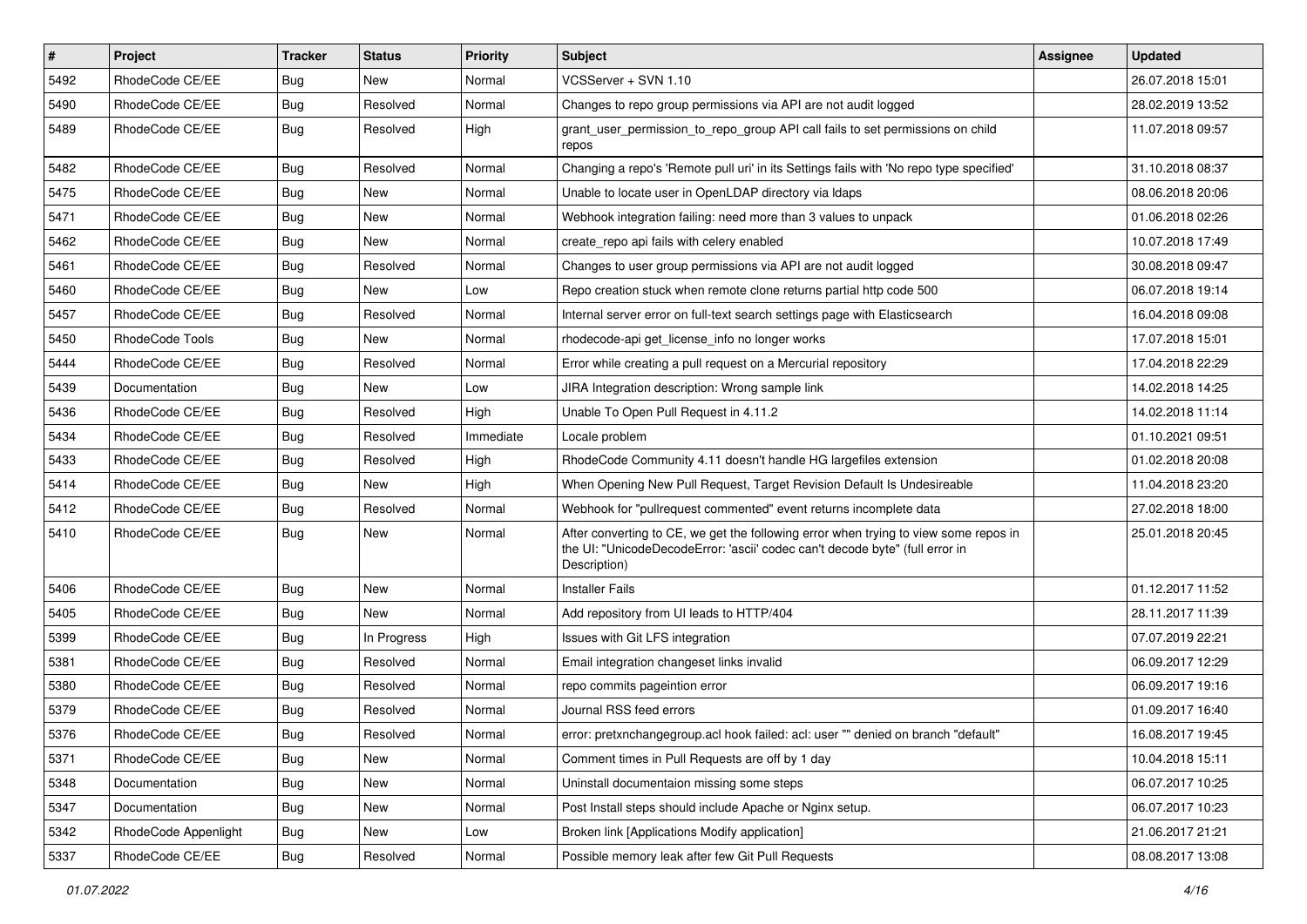| # | Project | Tracker | Status | Priority | Subject | Assignee | Updated |
| --- | --- | --- | --- | --- | --- | --- | --- |
| 5492 | RhodeCode CE/EE | Bug | New | Normal | VCSServer + SVN 1.10 | | 26.07.2018 15:01 |
| 5490 | RhodeCode CE/EE | Bug | Resolved | Normal | Changes to repo group permissions via API are not audit logged | | 28.02.2019 13:52 |
| 5489 | RhodeCode CE/EE | Bug | Resolved | High | grant_user_permission_to_repo_group API call fails to set permissions on child repos | | 11.07.2018 09:57 |
| 5482 | RhodeCode CE/EE | Bug | Resolved | Normal | Changing a repo's 'Remote pull uri' in its Settings fails with 'No repo type specified' | | 31.10.2018 08:37 |
| 5475 | RhodeCode CE/EE | Bug | New | Normal | Unable to locate user in OpenLDAP directory via ldaps | | 08.06.2018 20:06 |
| 5471 | RhodeCode CE/EE | Bug | New | Normal | Webhook integration failing: need more than 3 values to unpack | | 01.06.2018 02:26 |
| 5462 | RhodeCode CE/EE | Bug | New | Normal | create_repo api fails with celery enabled | | 10.07.2018 17:49 |
| 5461 | RhodeCode CE/EE | Bug | Resolved | Normal | Changes to user group permissions via API are not audit logged | | 30.08.2018 09:47 |
| 5460 | RhodeCode CE/EE | Bug | New | Low | Repo creation stuck when remote clone returns partial http code 500 | | 06.07.2018 19:14 |
| 5457 | RhodeCode CE/EE | Bug | Resolved | Normal | Internal server error on full-text search settings page with Elasticsearch | | 16.04.2018 09:08 |
| 5450 | RhodeCode Tools | Bug | New | Normal | rhodecode-api get_license_info no longer works | | 17.07.2018 15:01 |
| 5444 | RhodeCode CE/EE | Bug | Resolved | Normal | Error while creating a pull request on a Mercurial repository | | 17.04.2018 22:29 |
| 5439 | Documentation | Bug | New | Low | JIRA Integration description: Wrong sample link | | 14.02.2018 14:25 |
| 5436 | RhodeCode CE/EE | Bug | Resolved | High | Unable To Open Pull Request in 4.11.2 | | 14.02.2018 11:14 |
| 5434 | RhodeCode CE/EE | Bug | Resolved | Immediate | Locale problem | | 01.10.2021 09:51 |
| 5433 | RhodeCode CE/EE | Bug | Resolved | High | RhodeCode Community 4.11 doesn't handle HG largefiles extension | | 01.02.2018 20:08 |
| 5414 | RhodeCode CE/EE | Bug | New | High | When Opening New Pull Request, Target Revision Default Is Undesireable | | 11.04.2018 23:20 |
| 5412 | RhodeCode CE/EE | Bug | Resolved | Normal | Webhook for "pullrequest commented" event returns incomplete data | | 27.02.2018 18:00 |
| 5410 | RhodeCode CE/EE | Bug | New | Normal | After converting to CE, we get the following error when trying to view some repos in the UI: "UnicodeDecodeError: 'ascii' codec can't decode byte" (full error in Description) | | 25.01.2018 20:45 |
| 5406 | RhodeCode CE/EE | Bug | New | Normal | Installer Fails | | 01.12.2017 11:52 |
| 5405 | RhodeCode CE/EE | Bug | New | Normal | Add repository from UI leads to HTTP/404 | | 28.11.2017 11:39 |
| 5399 | RhodeCode CE/EE | Bug | In Progress | High | Issues with Git LFS integration | | 07.07.2019 22:21 |
| 5381 | RhodeCode CE/EE | Bug | Resolved | Normal | Email integration changeset links invalid | | 06.09.2017 12:29 |
| 5380 | RhodeCode CE/EE | Bug | Resolved | Normal | repo commits pageintion error | | 06.09.2017 19:16 |
| 5379 | RhodeCode CE/EE | Bug | Resolved | Normal | Journal RSS feed errors | | 01.09.2017 16:40 |
| 5376 | RhodeCode CE/EE | Bug | Resolved | Normal | error: pretxnchangegroup.acl hook failed: acl: user "" denied on branch "default" | | 16.08.2017 19:45 |
| 5371 | RhodeCode CE/EE | Bug | New | Normal | Comment times in Pull Requests are off by 1 day | | 10.04.2018 15:11 |
| 5348 | Documentation | Bug | New | Normal | Uninstall documentaion missing some steps | | 06.07.2017 10:25 |
| 5347 | Documentation | Bug | New | Normal | Post Install steps should include Apache or Nginx setup. | | 06.07.2017 10:23 |
| 5342 | RhodeCode Appenlight | Bug | New | Low | Broken link [Applications Modify application] | | 21.06.2017 21:21 |
| 5337 | RhodeCode CE/EE | Bug | Resolved | Normal | Possible memory leak after few Git Pull Requests | | 08.08.2017 13:08 |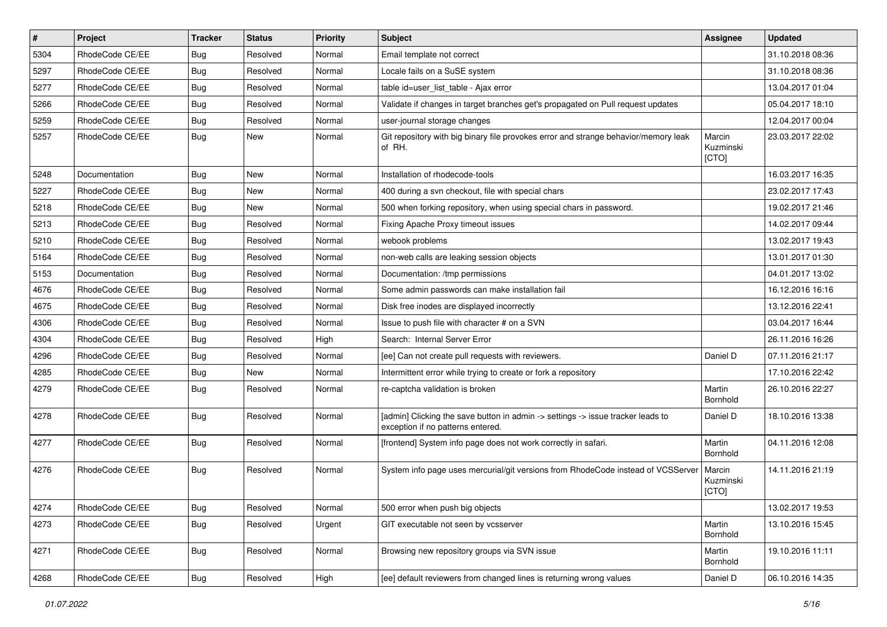| # | Project | Tracker | Status | Priority | Subject | Assignee | Updated |
|---|---|---|---|---|---|---|---|
| 5304 | RhodeCode CE/EE | Bug | Resolved | Normal | Email template not correct | | 31.10.2018 08:36 |
| 5297 | RhodeCode CE/EE | Bug | Resolved | Normal | Locale fails on a SuSE system | | 31.10.2018 08:36 |
| 5277 | RhodeCode CE/EE | Bug | Resolved | Normal | table id=user_list_table - Ajax error | | 13.04.2017 01:04 |
| 5266 | RhodeCode CE/EE | Bug | Resolved | Normal | Validate if changes in target branches get's propagated on Pull request updates | | 05.04.2017 18:10 |
| 5259 | RhodeCode CE/EE | Bug | Resolved | Normal | user-journal storage changes | | 12.04.2017 00:04 |
| 5257 | RhodeCode CE/EE | Bug | New | Normal | Git repository with big binary file provokes error and strange behavior/memory leak of RH. | Marcin Kuzminski [CTO] | 23.03.2017 22:02 |
| 5248 | Documentation | Bug | New | Normal | Installation of rhodecode-tools | | 16.03.2017 16:35 |
| 5227 | RhodeCode CE/EE | Bug | New | Normal | 400 during a svn checkout, file with special chars | | 23.02.2017 17:43 |
| 5218 | RhodeCode CE/EE | Bug | New | Normal | 500 when forking repository, when using special chars in password. | | 19.02.2017 21:46 |
| 5213 | RhodeCode CE/EE | Bug | Resolved | Normal | Fixing Apache Proxy timeout issues | | 14.02.2017 09:44 |
| 5210 | RhodeCode CE/EE | Bug | Resolved | Normal | webook problems | | 13.02.2017 19:43 |
| 5164 | RhodeCode CE/EE | Bug | Resolved | Normal | non-web calls are leaking session objects | | 13.01.2017 01:30 |
| 5153 | Documentation | Bug | Resolved | Normal | Documentation: /tmp permissions | | 04.01.2017 13:02 |
| 4676 | RhodeCode CE/EE | Bug | Resolved | Normal | Some admin passwords can make installation fail | | 16.12.2016 16:16 |
| 4675 | RhodeCode CE/EE | Bug | Resolved | Normal | Disk free inodes are displayed incorrectly | | 13.12.2016 22:41 |
| 4306 | RhodeCode CE/EE | Bug | Resolved | Normal | Issue to push file with character # on a SVN | | 03.04.2017 16:44 |
| 4304 | RhodeCode CE/EE | Bug | Resolved | High | Search: Internal Server Error | | 26.11.2016 16:26 |
| 4296 | RhodeCode CE/EE | Bug | Resolved | Normal | [ee] Can not create pull requests with reviewers. | Daniel D | 07.11.2016 21:17 |
| 4285 | RhodeCode CE/EE | Bug | New | Normal | Intermittent error while trying to create or fork a repository | | 17.10.2016 22:42 |
| 4279 | RhodeCode CE/EE | Bug | Resolved | Normal | re-captcha validation is broken | Martin Bornhold | 26.10.2016 22:27 |
| 4278 | RhodeCode CE/EE | Bug | Resolved | Normal | [admin] Clicking the save button in admin -> settings -> issue tracker leads to exception if no patterns entered. | Daniel D | 18.10.2016 13:38 |
| 4277 | RhodeCode CE/EE | Bug | Resolved | Normal | [frontend] System info page does not work correctly in safari. | Martin Bornhold | 04.11.2016 12:08 |
| 4276 | RhodeCode CE/EE | Bug | Resolved | Normal | System info page uses mercurial/git versions from RhodeCode instead of VCSServer | Marcin Kuzminski [CTO] | 14.11.2016 21:19 |
| 4274 | RhodeCode CE/EE | Bug | Resolved | Normal | 500 error when push big objects | | 13.02.2017 19:53 |
| 4273 | RhodeCode CE/EE | Bug | Resolved | Urgent | GIT executable not seen by vcsserver | Martin Bornhold | 13.10.2016 15:45 |
| 4271 | RhodeCode CE/EE | Bug | Resolved | Normal | Browsing new repository groups via SVN issue | Martin Bornhold | 19.10.2016 11:11 |
| 4268 | RhodeCode CE/EE | Bug | Resolved | High | [ee] default reviewers from changed lines is returning wrong values | Daniel D | 06.10.2016 14:35 |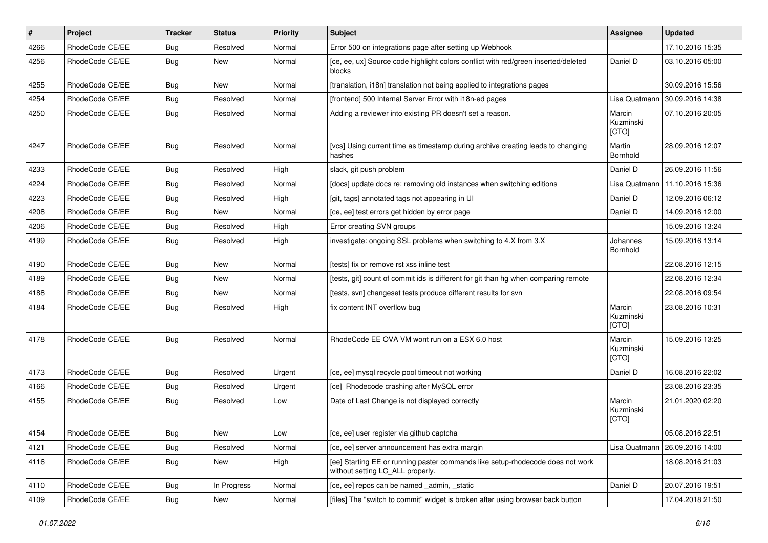| # | Project | Tracker | Status | Priority | Subject | Assignee | Updated |
| --- | --- | --- | --- | --- | --- | --- | --- |
| 4266 | RhodeCode CE/EE | Bug | Resolved | Normal | Error 500 on integrations page after setting up Webhook | | 17.10.2016 15:35 |
| 4256 | RhodeCode CE/EE | Bug | New | Normal | [ce, ee, ux] Source code highlight colors conflict with red/green inserted/deleted blocks | Daniel D | 03.10.2016 05:00 |
| 4255 | RhodeCode CE/EE | Bug | New | Normal | [translation, i18n] translation not being applied to integrations pages | | 30.09.2016 15:56 |
| 4254 | RhodeCode CE/EE | Bug | Resolved | Normal | [frontend] 500 Internal Server Error with i18n-ed pages | Lisa Quatmann | 30.09.2016 14:38 |
| 4250 | RhodeCode CE/EE | Bug | Resolved | Normal | Adding a reviewer into existing PR doesn't set a reason. | Marcin Kuzminski [CTO] | 07.10.2016 20:05 |
| 4247 | RhodeCode CE/EE | Bug | Resolved | Normal | [vcs] Using current time as timestamp during archive creating leads to changing hashes | Martin Bornhold | 28.09.2016 12:07 |
| 4233 | RhodeCode CE/EE | Bug | Resolved | High | slack, git push problem | Daniel D | 26.09.2016 11:56 |
| 4224 | RhodeCode CE/EE | Bug | Resolved | Normal | [docs] update docs re: removing old instances when switching editions | Lisa Quatmann | 11.10.2016 15:36 |
| 4223 | RhodeCode CE/EE | Bug | Resolved | High | [git, tags] annotated tags not appearing in UI | Daniel D | 12.09.2016 06:12 |
| 4208 | RhodeCode CE/EE | Bug | New | Normal | [ce, ee] test errors get hidden by error page | Daniel D | 14.09.2016 12:00 |
| 4206 | RhodeCode CE/EE | Bug | Resolved | High | Error creating SVN groups | | 15.09.2016 13:24 |
| 4199 | RhodeCode CE/EE | Bug | Resolved | High | investigate: ongoing SSL problems when switching to 4.X from 3.X | Johannes Bornhold | 15.09.2016 13:14 |
| 4190 | RhodeCode CE/EE | Bug | New | Normal | [tests] fix or remove rst xss inline test | | 22.08.2016 12:15 |
| 4189 | RhodeCode CE/EE | Bug | New | Normal | [tests, git] count of commit ids is different for git than hg when comparing remote | | 22.08.2016 12:34 |
| 4188 | RhodeCode CE/EE | Bug | New | Normal | [tests, svn] changeset tests produce different results for svn | | 22.08.2016 09:54 |
| 4184 | RhodeCode CE/EE | Bug | Resolved | High | fix content INT overflow bug | Marcin Kuzminski [CTO] | 23.08.2016 10:31 |
| 4178 | RhodeCode CE/EE | Bug | Resolved | Normal | RhodeCode EE OVA VM wont run on a ESX 6.0 host | Marcin Kuzminski [CTO] | 15.09.2016 13:25 |
| 4173 | RhodeCode CE/EE | Bug | Resolved | Urgent | [ce, ee] mysql recycle pool timeout not working | Daniel D | 16.08.2016 22:02 |
| 4166 | RhodeCode CE/EE | Bug | Resolved | Urgent | [ce] Rhodecode crashing after MySQL error | | 23.08.2016 23:35 |
| 4155 | RhodeCode CE/EE | Bug | Resolved | Low | Date of Last Change is not displayed correctly | Marcin Kuzminski [CTO] | 21.01.2020 02:20 |
| 4154 | RhodeCode CE/EE | Bug | New | Low | [ce, ee] user register via github captcha | | 05.08.2016 22:51 |
| 4121 | RhodeCode CE/EE | Bug | Resolved | Normal | [ce, ee] server announcement has extra margin | Lisa Quatmann | 26.09.2016 14:00 |
| 4116 | RhodeCode CE/EE | Bug | New | High | [ee] Starting EE or running paster commands like setup-rhodecode does not work without setting LC_ALL properly. | | 18.08.2016 21:03 |
| 4110 | RhodeCode CE/EE | Bug | In Progress | Normal | [ce, ee] repos can be named _admin, _static | Daniel D | 20.07.2016 19:51 |
| 4109 | RhodeCode CE/EE | Bug | New | Normal | [files] The "switch to commit" widget is broken after using browser back button | | 17.04.2018 21:50 |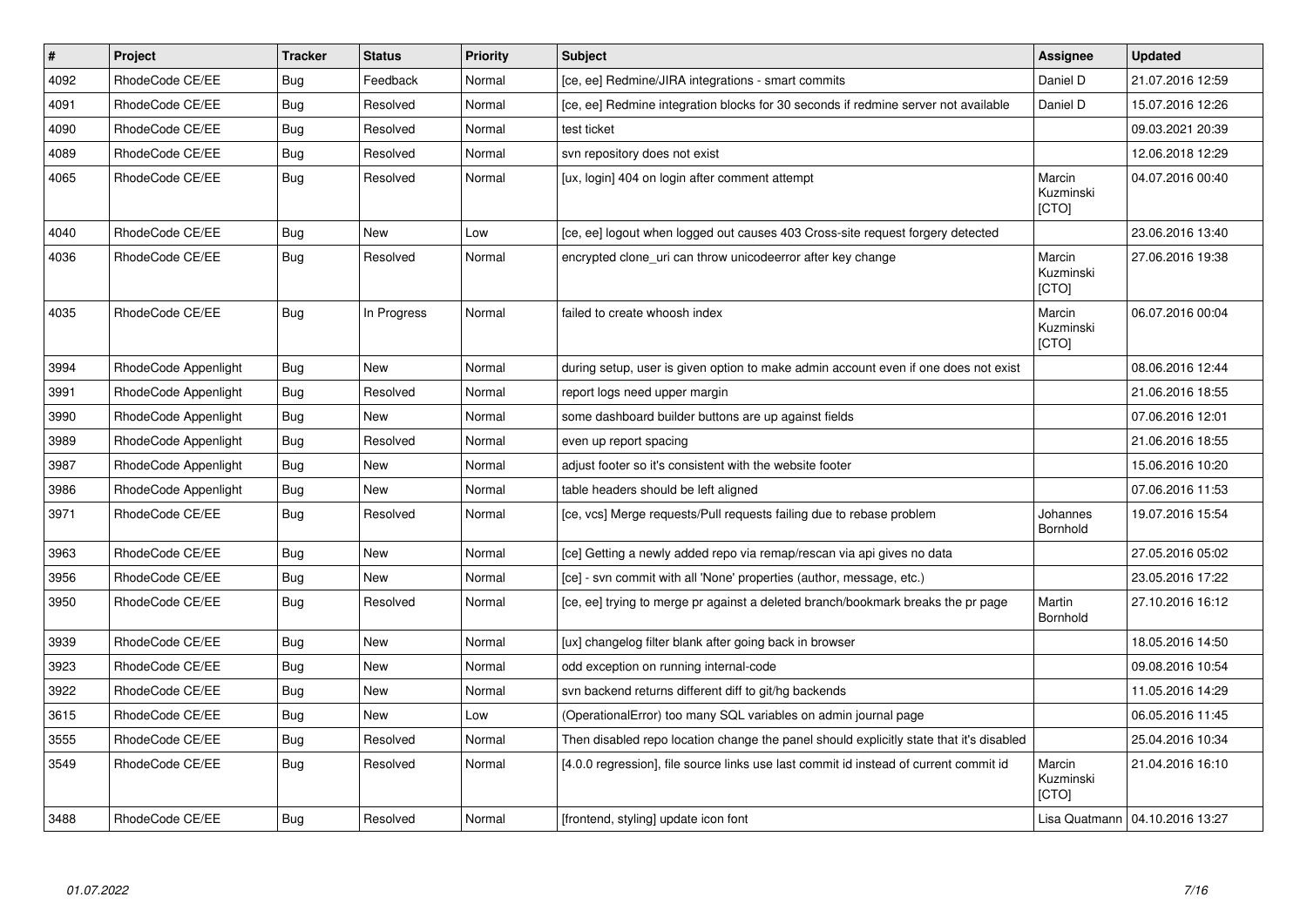| # | Project | Tracker | Status | Priority | Subject | Assignee | Updated |
|---|---|---|---|---|---|---|---|
| 4092 | RhodeCode CE/EE | Bug | Feedback | Normal | [ce, ee] Redmine/JIRA integrations - smart commits | Daniel D | 21.07.2016 12:59 |
| 4091 | RhodeCode CE/EE | Bug | Resolved | Normal | [ce, ee] Redmine integration blocks for 30 seconds if redmine server not available | Daniel D | 15.07.2016 12:26 |
| 4090 | RhodeCode CE/EE | Bug | Resolved | Normal | test ticket | | 09.03.2021 20:39 |
| 4089 | RhodeCode CE/EE | Bug | Resolved | Normal | svn repository does not exist | | 12.06.2018 12:29 |
| 4065 | RhodeCode CE/EE | Bug | Resolved | Normal | [ux, login] 404 on login after comment attempt | Marcin Kuzminski [CTO] | 04.07.2016 00:40 |
| 4040 | RhodeCode CE/EE | Bug | New | Low | [ce, ee] logout when logged out causes 403 Cross-site request forgery detected | | 23.06.2016 13:40 |
| 4036 | RhodeCode CE/EE | Bug | Resolved | Normal | encrypted clone_uri can throw unicodeerror after key change | Marcin Kuzminski [CTO] | 27.06.2016 19:38 |
| 4035 | RhodeCode CE/EE | Bug | In Progress | Normal | failed to create whoosh index | Marcin Kuzminski [CTO] | 06.07.2016 00:04 |
| 3994 | RhodeCode Appenlight | Bug | New | Normal | during setup, user is given option to make admin account even if one does not exist | | 08.06.2016 12:44 |
| 3991 | RhodeCode Appenlight | Bug | Resolved | Normal | report logs need upper margin | | 21.06.2016 18:55 |
| 3990 | RhodeCode Appenlight | Bug | New | Normal | some dashboard builder buttons are up against fields | | 07.06.2016 12:01 |
| 3989 | RhodeCode Appenlight | Bug | Resolved | Normal | even up report spacing | | 21.06.2016 18:55 |
| 3987 | RhodeCode Appenlight | Bug | New | Normal | adjust footer so it's consistent with the website footer | | 15.06.2016 10:20 |
| 3986 | RhodeCode Appenlight | Bug | New | Normal | table headers should be left aligned | | 07.06.2016 11:53 |
| 3971 | RhodeCode CE/EE | Bug | Resolved | Normal | [ce, vcs] Merge requests/Pull requests failing due to rebase problem | Johannes Bornhold | 19.07.2016 15:54 |
| 3963 | RhodeCode CE/EE | Bug | New | Normal | [ce] Getting a newly added repo via remap/rescan via api gives no data | | 27.05.2016 05:02 |
| 3956 | RhodeCode CE/EE | Bug | New | Normal | [ce] - svn commit with all 'None' properties (author, message, etc.) | | 23.05.2016 17:22 |
| 3950 | RhodeCode CE/EE | Bug | Resolved | Normal | [ce, ee] trying to merge pr against a deleted branch/bookmark breaks the pr page | Martin Bornhold | 27.10.2016 16:12 |
| 3939 | RhodeCode CE/EE | Bug | New | Normal | [ux] changelog filter blank after going back in browser | | 18.05.2016 14:50 |
| 3923 | RhodeCode CE/EE | Bug | New | Normal | odd exception on running internal-code | | 09.08.2016 10:54 |
| 3922 | RhodeCode CE/EE | Bug | New | Normal | svn backend returns different diff to git/hg backends | | 11.05.2016 14:29 |
| 3615 | RhodeCode CE/EE | Bug | New | Low | (OperationalError) too many SQL variables on admin journal page | | 06.05.2016 11:45 |
| 3555 | RhodeCode CE/EE | Bug | Resolved | Normal | Then disabled repo location change the panel should explicitly state that it's disabled | | 25.04.2016 10:34 |
| 3549 | RhodeCode CE/EE | Bug | Resolved | Normal | [4.0.0 regression], file source links use last commit id instead of current commit id | Marcin Kuzminski [CTO] | 21.04.2016 16:10 |
| 3488 | RhodeCode CE/EE | Bug | Resolved | Normal | [frontend, styling] update icon font | Lisa Quatmann | 04.10.2016 13:27 |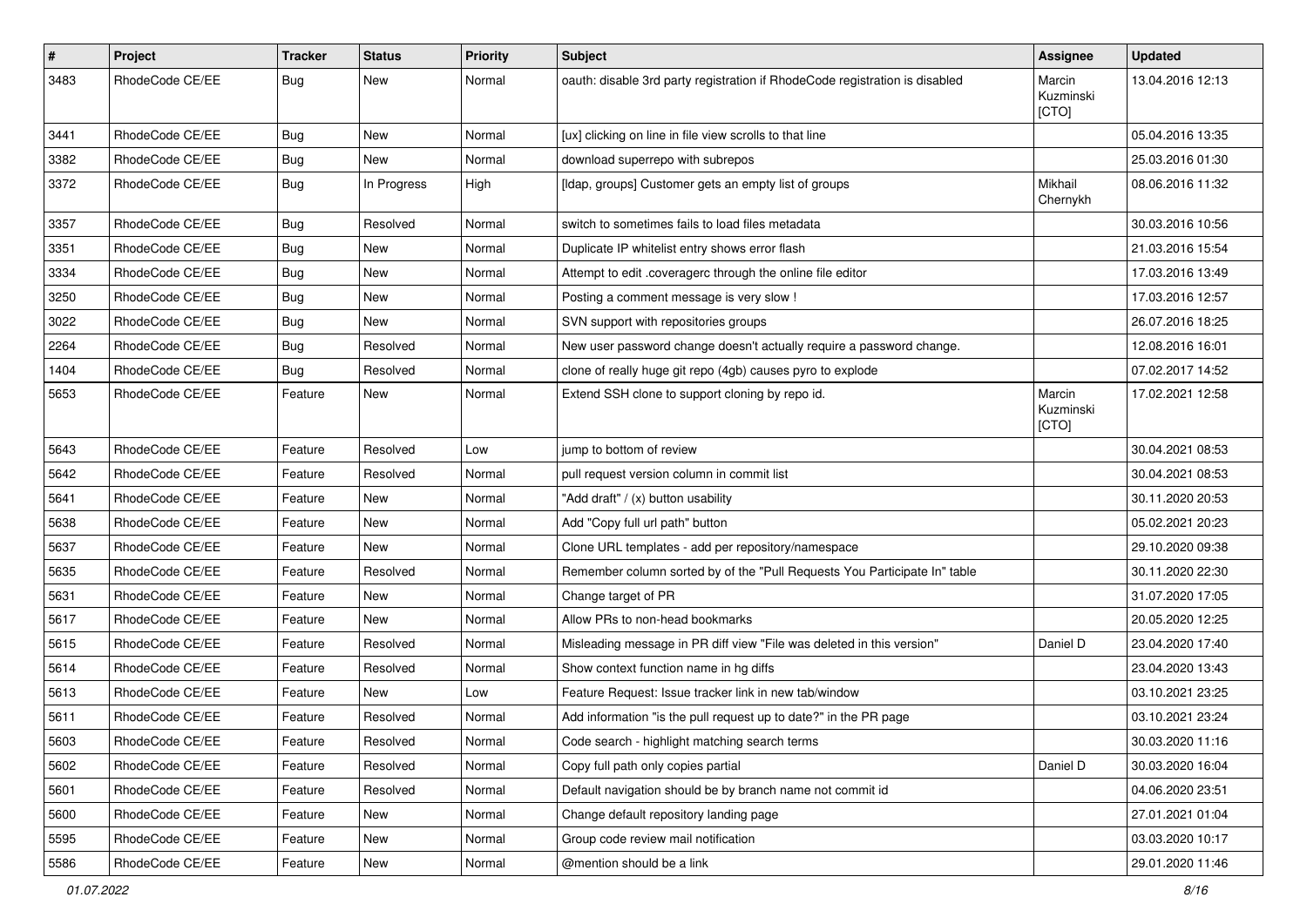| # | Project | Tracker | Status | Priority | Subject | Assignee | Updated |
| --- | --- | --- | --- | --- | --- | --- | --- |
| 3483 | RhodeCode CE/EE | Bug | New | Normal | oauth: disable 3rd party registration if RhodeCode registration is disabled | Marcin Kuzminski [CTO] | 13.04.2016 12:13 |
| 3441 | RhodeCode CE/EE | Bug | New | Normal | [ux] clicking on line in file view scrolls to that line | | 05.04.2016 13:35 |
| 3382 | RhodeCode CE/EE | Bug | New | Normal | download superrepo with subrepos | | 25.03.2016 01:30 |
| 3372 | RhodeCode CE/EE | Bug | In Progress | High | [ldap, groups] Customer gets an empty list of groups | Mikhail Chernykh | 08.06.2016 11:32 |
| 3357 | RhodeCode CE/EE | Bug | Resolved | Normal | switch to sometimes fails to load files metadata | | 30.03.2016 10:56 |
| 3351 | RhodeCode CE/EE | Bug | New | Normal | Duplicate IP whitelist entry shows error flash | | 21.03.2016 15:54 |
| 3334 | RhodeCode CE/EE | Bug | New | Normal | Attempt to edit .coveragerc through the online file editor | | 17.03.2016 13:49 |
| 3250 | RhodeCode CE/EE | Bug | New | Normal | Posting a comment message is very slow ! | | 17.03.2016 12:57 |
| 3022 | RhodeCode CE/EE | Bug | New | Normal | SVN support with repositories groups | | 26.07.2016 18:25 |
| 2264 | RhodeCode CE/EE | Bug | Resolved | Normal | New user password change doesn't actually require a password change. | | 12.08.2016 16:01 |
| 1404 | RhodeCode CE/EE | Bug | Resolved | Normal | clone of really huge git repo (4gb) causes pyro to explode | | 07.02.2017 14:52 |
| 5653 | RhodeCode CE/EE | Feature | New | Normal | Extend SSH clone to support cloning by repo id. | Marcin Kuzminski [CTO] | 17.02.2021 12:58 |
| 5643 | RhodeCode CE/EE | Feature | Resolved | Low | jump to bottom of review | | 30.04.2021 08:53 |
| 5642 | RhodeCode CE/EE | Feature | Resolved | Normal | pull request version column in commit list | | 30.04.2021 08:53 |
| 5641 | RhodeCode CE/EE | Feature | New | Normal | "Add draft" / (x) button usability | | 30.11.2020 20:53 |
| 5638 | RhodeCode CE/EE | Feature | New | Normal | Add "Copy full url path" button | | 05.02.2021 20:23 |
| 5637 | RhodeCode CE/EE | Feature | New | Normal | Clone URL templates - add per repository/namespace | | 29.10.2020 09:38 |
| 5635 | RhodeCode CE/EE | Feature | Resolved | Normal | Remember column sorted by of the "Pull Requests You Participate In" table | | 30.11.2020 22:30 |
| 5631 | RhodeCode CE/EE | Feature | New | Normal | Change target of PR | | 31.07.2020 17:05 |
| 5617 | RhodeCode CE/EE | Feature | New | Normal | Allow PRs to non-head bookmarks | | 20.05.2020 12:25 |
| 5615 | RhodeCode CE/EE | Feature | Resolved | Normal | Misleading message in PR diff view "File was deleted in this version" | Daniel D | 23.04.2020 17:40 |
| 5614 | RhodeCode CE/EE | Feature | Resolved | Normal | Show context function name in hg diffs | | 23.04.2020 13:43 |
| 5613 | RhodeCode CE/EE | Feature | New | Low | Feature Request: Issue tracker link in new tab/window | | 03.10.2021 23:25 |
| 5611 | RhodeCode CE/EE | Feature | Resolved | Normal | Add information "is the pull request up to date?" in the PR page | | 03.10.2021 23:24 |
| 5603 | RhodeCode CE/EE | Feature | Resolved | Normal | Code search - highlight matching search terms | | 30.03.2020 11:16 |
| 5602 | RhodeCode CE/EE | Feature | Resolved | Normal | Copy full path only copies partial | Daniel D | 30.03.2020 16:04 |
| 5601 | RhodeCode CE/EE | Feature | Resolved | Normal | Default navigation should be by branch name not commit id | | 04.06.2020 23:51 |
| 5600 | RhodeCode CE/EE | Feature | New | Normal | Change default repository landing page | | 27.01.2021 01:04 |
| 5595 | RhodeCode CE/EE | Feature | New | Normal | Group code review mail notification | | 03.03.2020 10:17 |
| 5586 | RhodeCode CE/EE | Feature | New | Normal | @mention should be a link | | 29.01.2020 11:46 |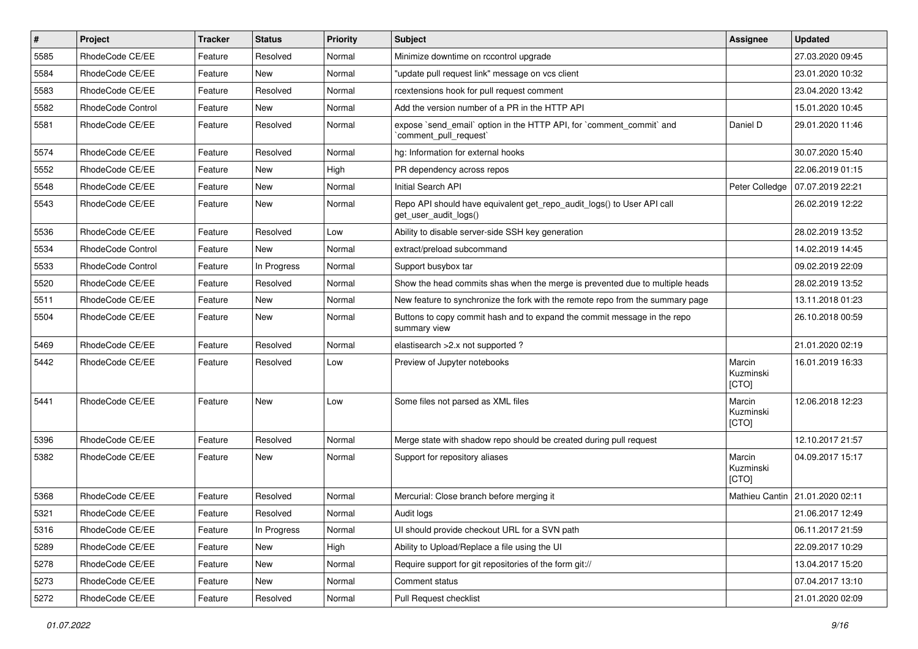| # | Project | Tracker | Status | Priority | Subject | Assignee | Updated |
|---|---|---|---|---|---|---|---|
| 5585 | RhodeCode CE/EE | Feature | Resolved | Normal | Minimize downtime on rccontrol upgrade | | 27.03.2020 09:45 |
| 5584 | RhodeCode CE/EE | Feature | New | Normal | "update pull request link" message on vcs client | | 23.01.2020 10:32 |
| 5583 | RhodeCode CE/EE | Feature | Resolved | Normal | rcextensions hook for pull request comment | | 23.04.2020 13:42 |
| 5582 | RhodeCode Control | Feature | New | Normal | Add the version number of a PR in the HTTP API | | 15.01.2020 10:45 |
| 5581 | RhodeCode CE/EE | Feature | Resolved | Normal | expose `send_email` option in the HTTP API, for `comment_commit` and `comment_pull_request` | Daniel D | 29.01.2020 11:46 |
| 5574 | RhodeCode CE/EE | Feature | Resolved | Normal | hg: Information for external hooks | | 30.07.2020 15:40 |
| 5552 | RhodeCode CE/EE | Feature | New | High | PR dependency across repos | | 22.06.2019 01:15 |
| 5548 | RhodeCode CE/EE | Feature | New | Normal | Initial Search API | Peter Colledge | 07.07.2019 22:21 |
| 5543 | RhodeCode CE/EE | Feature | New | Normal | Repo API should have equivalent get_repo_audit_logs() to User API call get_user_audit_logs() | | 26.02.2019 12:22 |
| 5536 | RhodeCode CE/EE | Feature | Resolved | Low | Ability to disable server-side SSH key generation | | 28.02.2019 13:52 |
| 5534 | RhodeCode Control | Feature | New | Normal | extract/preload subcommand | | 14.02.2019 14:45 |
| 5533 | RhodeCode Control | Feature | In Progress | Normal | Support busybox tar | | 09.02.2019 22:09 |
| 5520 | RhodeCode CE/EE | Feature | Resolved | Normal | Show the head commits shas when the merge is prevented due to multiple heads | | 28.02.2019 13:52 |
| 5511 | RhodeCode CE/EE | Feature | New | Normal | New feature to synchronize the fork with the remote repo from the summary page | | 13.11.2018 01:23 |
| 5504 | RhodeCode CE/EE | Feature | New | Normal | Buttons to copy commit hash and to expand the commit message in the repo summary view | | 26.10.2018 00:59 |
| 5469 | RhodeCode CE/EE | Feature | Resolved | Normal | elastisearch >2.x not supported ? | | 21.01.2020 02:19 |
| 5442 | RhodeCode CE/EE | Feature | Resolved | Low | Preview of Jupyter notebooks | Marcin Kuzminski [CTO] | 16.01.2019 16:33 |
| 5441 | RhodeCode CE/EE | Feature | New | Low | Some files not parsed as XML files | Marcin Kuzminski [CTO] | 12.06.2018 12:23 |
| 5396 | RhodeCode CE/EE | Feature | Resolved | Normal | Merge state with shadow repo should be created during pull request | | 12.10.2017 21:57 |
| 5382 | RhodeCode CE/EE | Feature | New | Normal | Support for repository aliases | Marcin Kuzminski [CTO] | 04.09.2017 15:17 |
| 5368 | RhodeCode CE/EE | Feature | Resolved | Normal | Mercurial: Close branch before merging it | Mathieu Cantin | 21.01.2020 02:11 |
| 5321 | RhodeCode CE/EE | Feature | Resolved | Normal | Audit logs | | 21.06.2017 12:49 |
| 5316 | RhodeCode CE/EE | Feature | In Progress | Normal | UI should provide checkout URL for a SVN path | | 06.11.2017 21:59 |
| 5289 | RhodeCode CE/EE | Feature | New | High | Ability to Upload/Replace a file using the UI | | 22.09.2017 10:29 |
| 5278 | RhodeCode CE/EE | Feature | New | Normal | Require support for git repositories of the form git:// | | 13.04.2017 15:20 |
| 5273 | RhodeCode CE/EE | Feature | New | Normal | Comment status | | 07.04.2017 13:10 |
| 5272 | RhodeCode CE/EE | Feature | Resolved | Normal | Pull Request checklist | | 21.01.2020 02:09 |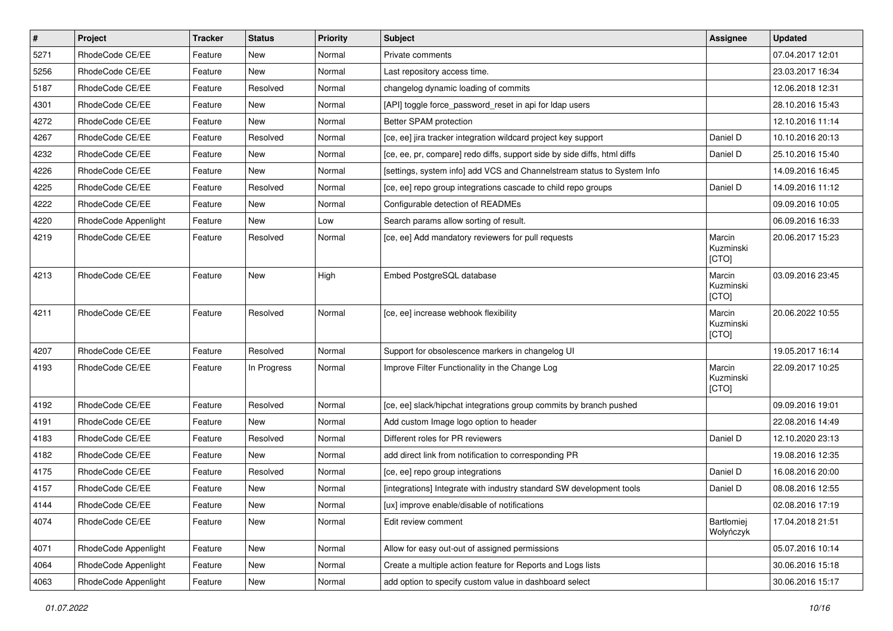| # | Project | Tracker | Status | Priority | Subject | Assignee | Updated |
| --- | --- | --- | --- | --- | --- | --- | --- |
| 5271 | RhodeCode CE/EE | Feature | New | Normal | Private comments | | 07.04.2017 12:01 |
| 5256 | RhodeCode CE/EE | Feature | New | Normal | Last repository access time. | | 23.03.2017 16:34 |
| 5187 | RhodeCode CE/EE | Feature | Resolved | Normal | changelog dynamic loading of commits | | 12.06.2018 12:31 |
| 4301 | RhodeCode CE/EE | Feature | New | Normal | [API] toggle force_password_reset in api for ldap users | | 28.10.2016 15:43 |
| 4272 | RhodeCode CE/EE | Feature | New | Normal | Better SPAM protection | | 12.10.2016 11:14 |
| 4267 | RhodeCode CE/EE | Feature | Resolved | Normal | [ce, ee] jira tracker integration wildcard project key support | Daniel D | 10.10.2016 20:13 |
| 4232 | RhodeCode CE/EE | Feature | New | Normal | [ce, ee, pr, compare] redo diffs, support side by side diffs, html diffs | Daniel D | 25.10.2016 15:40 |
| 4226 | RhodeCode CE/EE | Feature | New | Normal | [settings, system info] add VCS and Channelstream status to System Info | | 14.09.2016 16:45 |
| 4225 | RhodeCode CE/EE | Feature | Resolved | Normal | [ce, ee] repo group integrations cascade to child repo groups | Daniel D | 14.09.2016 11:12 |
| 4222 | RhodeCode CE/EE | Feature | New | Normal | Configurable detection of READMEs | | 09.09.2016 10:05 |
| 4220 | RhodeCode Appenlight | Feature | New | Low | Search params allow sorting of result. | | 06.09.2016 16:33 |
| 4219 | RhodeCode CE/EE | Feature | Resolved | Normal | [ce, ee] Add mandatory reviewers for pull requests | Marcin Kuzminski [CTO] | 20.06.2017 15:23 |
| 4213 | RhodeCode CE/EE | Feature | New | High | Embed PostgreSQL database | Marcin Kuzminski [CTO] | 03.09.2016 23:45 |
| 4211 | RhodeCode CE/EE | Feature | Resolved | Normal | [ce, ee] increase webhook flexibility | Marcin Kuzminski [CTO] | 20.06.2022 10:55 |
| 4207 | RhodeCode CE/EE | Feature | Resolved | Normal | Support for obsolescence markers in changelog UI | | 19.05.2017 16:14 |
| 4193 | RhodeCode CE/EE | Feature | In Progress | Normal | Improve Filter Functionality in the Change Log | Marcin Kuzminski [CTO] | 22.09.2017 10:25 |
| 4192 | RhodeCode CE/EE | Feature | Resolved | Normal | [ce, ee] slack/hipchat integrations group commits by branch pushed | | 09.09.2016 19:01 |
| 4191 | RhodeCode CE/EE | Feature | New | Normal | Add custom Image logo option to header | | 22.08.2016 14:49 |
| 4183 | RhodeCode CE/EE | Feature | Resolved | Normal | Different roles for PR reviewers | Daniel D | 12.10.2020 23:13 |
| 4182 | RhodeCode CE/EE | Feature | New | Normal | add direct link from notification to corresponding PR | | 19.08.2016 12:35 |
| 4175 | RhodeCode CE/EE | Feature | Resolved | Normal | [ce, ee] repo group integrations | Daniel D | 16.08.2016 20:00 |
| 4157 | RhodeCode CE/EE | Feature | New | Normal | [integrations] Integrate with industry standard SW development tools | Daniel D | 08.08.2016 12:55 |
| 4144 | RhodeCode CE/EE | Feature | New | Normal | [ux] improve enable/disable of notifications | | 02.08.2016 17:19 |
| 4074 | RhodeCode CE/EE | Feature | New | Normal | Edit review comment | Bartłomiej Wołyńczyk | 17.04.2018 21:51 |
| 4071 | RhodeCode Appenlight | Feature | New | Normal | Allow for easy out-out of assigned permissions | | 05.07.2016 10:14 |
| 4064 | RhodeCode Appenlight | Feature | New | Normal | Create a multiple action feature for Reports and Logs lists | | 30.06.2016 15:18 |
| 4063 | RhodeCode Appenlight | Feature | New | Normal | add option to specify custom value in dashboard select | | 30.06.2016 15:17 |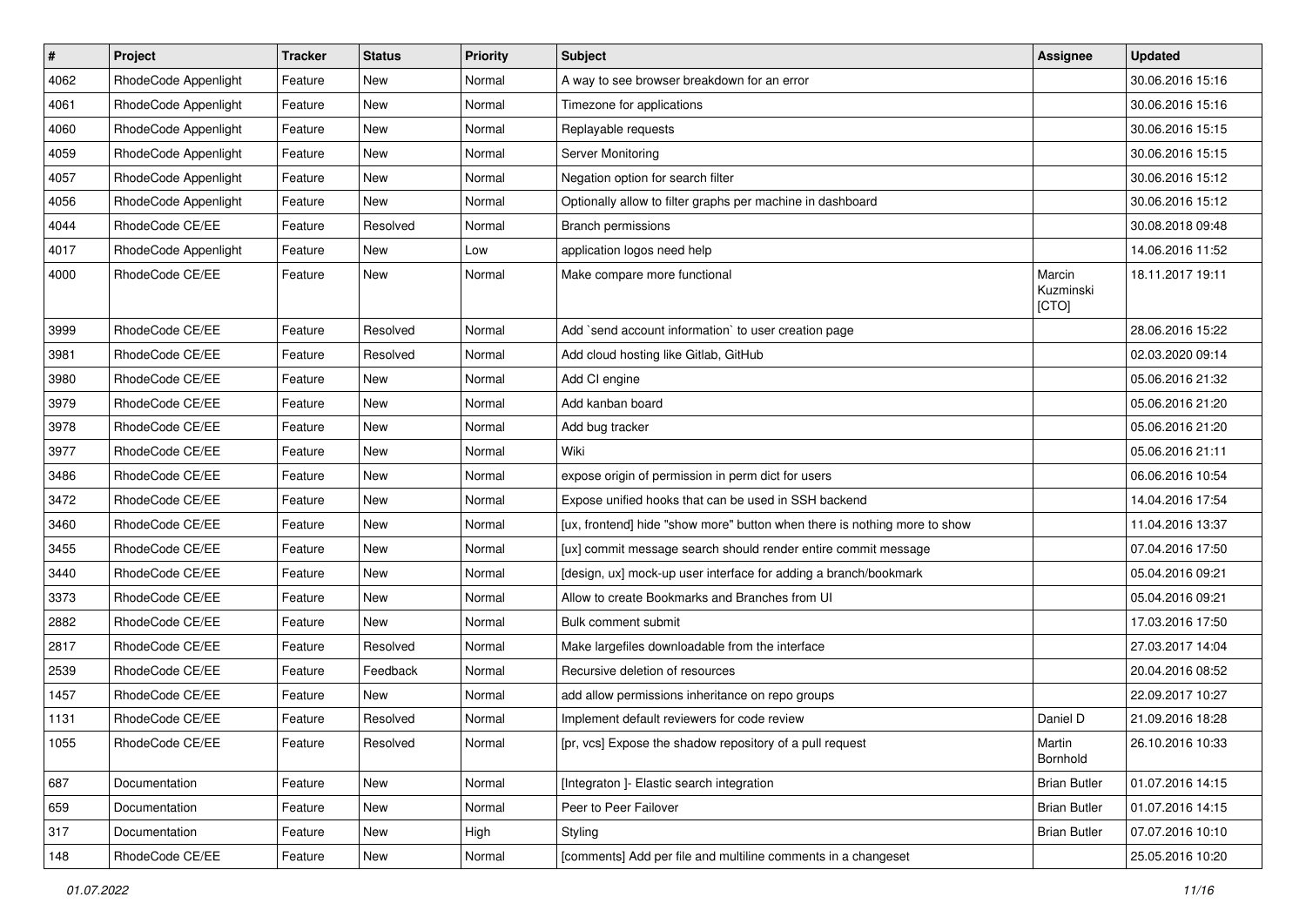| # | Project | Tracker | Status | Priority | Subject | Assignee | Updated |
|---|---|---|---|---|---|---|---|
| 4062 | RhodeCode Appenlight | Feature | New | Normal | A way to see browser breakdown for an error | | 30.06.2016 15:16 |
| 4061 | RhodeCode Appenlight | Feature | New | Normal | Timezone for applications | | 30.06.2016 15:16 |
| 4060 | RhodeCode Appenlight | Feature | New | Normal | Replayable requests | | 30.06.2016 15:15 |
| 4059 | RhodeCode Appenlight | Feature | New | Normal | Server Monitoring | | 30.06.2016 15:15 |
| 4057 | RhodeCode Appenlight | Feature | New | Normal | Negation option for search filter | | 30.06.2016 15:12 |
| 4056 | RhodeCode Appenlight | Feature | New | Normal | Optionally allow to filter graphs per machine in dashboard | | 30.06.2016 15:12 |
| 4044 | RhodeCode CE/EE | Feature | Resolved | Normal | Branch permissions | | 30.08.2018 09:48 |
| 4017 | RhodeCode Appenlight | Feature | New | Low | application logos need help | | 14.06.2016 11:52 |
| 4000 | RhodeCode CE/EE | Feature | New | Normal | Make compare more functional | Marcin Kuzminski [CTO] | 18.11.2017 19:11 |
| 3999 | RhodeCode CE/EE | Feature | Resolved | Normal | Add `send account information` to user creation page | | 28.06.2016 15:22 |
| 3981 | RhodeCode CE/EE | Feature | Resolved | Normal | Add cloud hosting like Gitlab, GitHub | | 02.03.2020 09:14 |
| 3980 | RhodeCode CE/EE | Feature | New | Normal | Add CI engine | | 05.06.2016 21:32 |
| 3979 | RhodeCode CE/EE | Feature | New | Normal | Add kanban board | | 05.06.2016 21:20 |
| 3978 | RhodeCode CE/EE | Feature | New | Normal | Add bug tracker | | 05.06.2016 21:20 |
| 3977 | RhodeCode CE/EE | Feature | New | Normal | Wiki | | 05.06.2016 21:11 |
| 3486 | RhodeCode CE/EE | Feature | New | Normal | expose origin of permission in perm dict for users | | 06.06.2016 10:54 |
| 3472 | RhodeCode CE/EE | Feature | New | Normal | Expose unified hooks that can be used in SSH backend | | 14.04.2016 17:54 |
| 3460 | RhodeCode CE/EE | Feature | New | Normal | [ux, frontend] hide "show more" button when there is nothing more to show | | 11.04.2016 13:37 |
| 3455 | RhodeCode CE/EE | Feature | New | Normal | [ux] commit message search should render entire commit message | | 07.04.2016 17:50 |
| 3440 | RhodeCode CE/EE | Feature | New | Normal | [design, ux] mock-up user interface for adding a branch/bookmark | | 05.04.2016 09:21 |
| 3373 | RhodeCode CE/EE | Feature | New | Normal | Allow to create Bookmarks and Branches from UI | | 05.04.2016 09:21 |
| 2882 | RhodeCode CE/EE | Feature | New | Normal | Bulk comment submit | | 17.03.2016 17:50 |
| 2817 | RhodeCode CE/EE | Feature | Resolved | Normal | Make largefiles downloadable from the interface | | 27.03.2017 14:04 |
| 2539 | RhodeCode CE/EE | Feature | Feedback | Normal | Recursive deletion of resources | | 20.04.2016 08:52 |
| 1457 | RhodeCode CE/EE | Feature | New | Normal | add allow permissions inheritance on repo groups | | 22.09.2017 10:27 |
| 1131 | RhodeCode CE/EE | Feature | Resolved | Normal | Implement default reviewers for code review | Daniel D | 21.09.2016 18:28 |
| 1055 | RhodeCode CE/EE | Feature | Resolved | Normal | [pr, vcs] Expose the shadow repository of a pull request | Martin Bornhold | 26.10.2016 10:33 |
| 687 | Documentation | Feature | New | Normal | [Integraton ]- Elastic search integration | Brian Butler | 01.07.2016 14:15 |
| 659 | Documentation | Feature | New | Normal | Peer to Peer Failover | Brian Butler | 01.07.2016 14:15 |
| 317 | Documentation | Feature | New | High | Styling | Brian Butler | 07.07.2016 10:10 |
| 148 | RhodeCode CE/EE | Feature | New | Normal | [comments] Add per file and multiline comments in a changeset | | 25.05.2016 10:20 |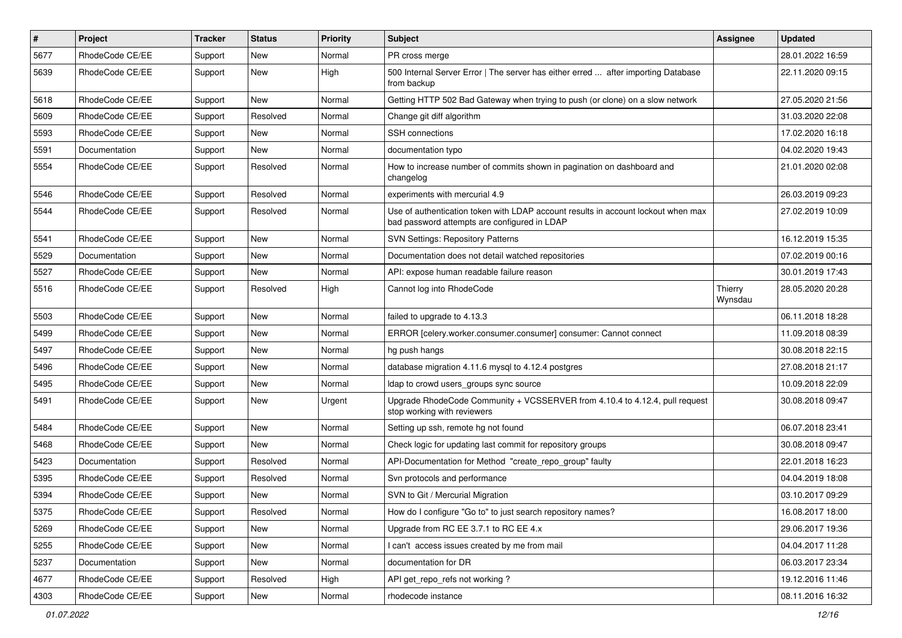| # | Project | Tracker | Status | Priority | Subject | Assignee | Updated |
| --- | --- | --- | --- | --- | --- | --- | --- |
| 5677 | RhodeCode CE/EE | Support | New | Normal | PR cross merge | | 28.01.2022 16:59 |
| 5639 | RhodeCode CE/EE | Support | New | High | 500 Internal Server Error \| The server has either erred ... after importing Database from backup | | 22.11.2020 09:15 |
| 5618 | RhodeCode CE/EE | Support | New | Normal | Getting HTTP 502 Bad Gateway when trying to push (or clone) on a slow network | | 27.05.2020 21:56 |
| 5609 | RhodeCode CE/EE | Support | Resolved | Normal | Change git diff algorithm | | 31.03.2020 22:08 |
| 5593 | RhodeCode CE/EE | Support | New | Normal | SSH connections | | 17.02.2020 16:18 |
| 5591 | Documentation | Support | New | Normal | documentation typo | | 04.02.2020 19:43 |
| 5554 | RhodeCode CE/EE | Support | Resolved | Normal | How to increase number of commits shown in pagination on dashboard and changelog | | 21.01.2020 02:08 |
| 5546 | RhodeCode CE/EE | Support | Resolved | Normal | experiments with mercurial 4.9 | | 26.03.2019 09:23 |
| 5544 | RhodeCode CE/EE | Support | Resolved | Normal | Use of authentication token with LDAP account results in account lockout when max bad password attempts are configured in LDAP | | 27.02.2019 10:09 |
| 5541 | RhodeCode CE/EE | Support | New | Normal | SVN Settings: Repository Patterns | | 16.12.2019 15:35 |
| 5529 | Documentation | Support | New | Normal | Documentation does not detail watched repositories | | 07.02.2019 00:16 |
| 5527 | RhodeCode CE/EE | Support | New | Normal | API: expose human readable failure reason | | 30.01.2019 17:43 |
| 5516 | RhodeCode CE/EE | Support | Resolved | High | Cannot log into RhodeCode | Thierry Wynsdau | 28.05.2020 20:28 |
| 5503 | RhodeCode CE/EE | Support | New | Normal | failed to upgrade to 4.13.3 | | 06.11.2018 18:28 |
| 5499 | RhodeCode CE/EE | Support | New | Normal | ERROR [celery.worker.consumer.consumer] consumer: Cannot connect | | 11.09.2018 08:39 |
| 5497 | RhodeCode CE/EE | Support | New | Normal | hg push hangs | | 30.08.2018 22:15 |
| 5496 | RhodeCode CE/EE | Support | New | Normal | database migration 4.11.6 mysql to 4.12.4 postgres | | 27.08.2018 21:17 |
| 5495 | RhodeCode CE/EE | Support | New | Normal | ldap to crowd users_groups sync source | | 10.09.2018 22:09 |
| 5491 | RhodeCode CE/EE | Support | New | Urgent | Upgrade RhodeCode Community + VCSSERVER from 4.10.4 to 4.12.4, pull request stop working with reviewers | | 30.08.2018 09:47 |
| 5484 | RhodeCode CE/EE | Support | New | Normal | Setting up ssh, remote hg not found | | 06.07.2018 23:41 |
| 5468 | RhodeCode CE/EE | Support | New | Normal | Check logic for updating last commit for repository groups | | 30.08.2018 09:47 |
| 5423 | Documentation | Support | Resolved | Normal | API-Documentation for Method "create_repo_group" faulty | | 22.01.2018 16:23 |
| 5395 | RhodeCode CE/EE | Support | Resolved | Normal | Svn protocols and performance | | 04.04.2019 18:08 |
| 5394 | RhodeCode CE/EE | Support | New | Normal | SVN to Git / Mercurial Migration | | 03.10.2017 09:29 |
| 5375 | RhodeCode CE/EE | Support | Resolved | Normal | How do I configure "Go to" to just search repository names? | | 16.08.2017 18:00 |
| 5269 | RhodeCode CE/EE | Support | New | Normal | Upgrade from RC EE 3.7.1 to RC EE 4.x | | 29.06.2017 19:36 |
| 5255 | RhodeCode CE/EE | Support | New | Normal | I can't access issues created by me from mail | | 04.04.2017 11:28 |
| 5237 | Documentation | Support | New | Normal | documentation for DR | | 06.03.2017 23:34 |
| 4677 | RhodeCode CE/EE | Support | Resolved | High | API get_repo_refs not working ? | | 19.12.2016 11:46 |
| 4303 | RhodeCode CE/EE | Support | New | Normal | rhodecode instance | | 08.11.2016 16:32 |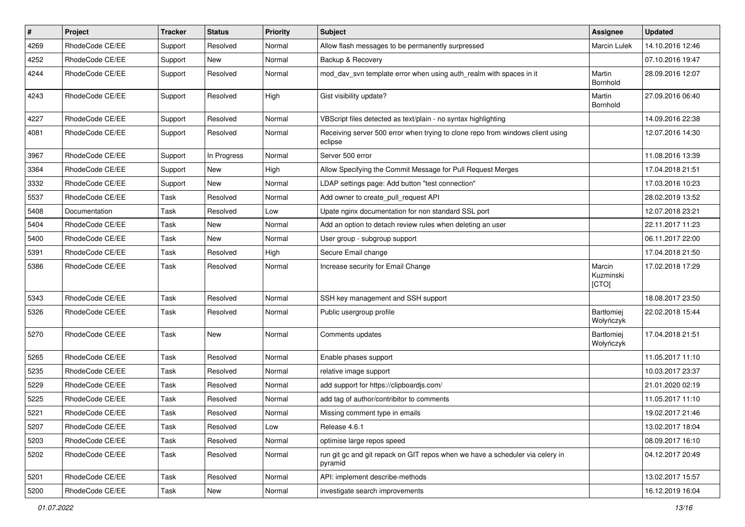| # | Project | Tracker | Status | Priority | Subject | Assignee | Updated |
|---|---|---|---|---|---|---|---|
| 4269 | RhodeCode CE/EE | Support | Resolved | Normal | Allow flash messages to be permanently surpressed | Marcin Lulek | 14.10.2016 12:46 |
| 4252 | RhodeCode CE/EE | Support | New | Normal | Backup & Recovery | | 07.10.2016 19:47 |
| 4244 | RhodeCode CE/EE | Support | Resolved | Normal | mod_dav_svn template error when using auth_realm with spaces in it | Martin Bornhold | 28.09.2016 12:07 |
| 4243 | RhodeCode CE/EE | Support | Resolved | High | Gist visibility update? | Martin Bornhold | 27.09.2016 06:40 |
| 4227 | RhodeCode CE/EE | Support | Resolved | Normal | VBScript files detected as text/plain - no syntax highlighting | | 14.09.2016 22:38 |
| 4081 | RhodeCode CE/EE | Support | Resolved | Normal | Receiving server 500 error when trying to clone repo from windows client using eclipse | | 12.07.2016 14:30 |
| 3967 | RhodeCode CE/EE | Support | In Progress | Normal | Server 500 error | | 11.08.2016 13:39 |
| 3364 | RhodeCode CE/EE | Support | New | High | Allow Specifying the Commit Message for Pull Request Merges | | 17.04.2018 21:51 |
| 3332 | RhodeCode CE/EE | Support | New | Normal | LDAP settings page: Add button "test connection" | | 17.03.2016 10:23 |
| 5537 | RhodeCode CE/EE | Task | Resolved | Normal | Add owner to create_pull_request API | | 28.02.2019 13:52 |
| 5408 | Documentation | Task | Resolved | Low | Upate nginx documentation for non standard SSL port | | 12.07.2018 23:21 |
| 5404 | RhodeCode CE/EE | Task | New | Normal | Add an option to detach review rules when deleting an user | | 22.11.2017 11:23 |
| 5400 | RhodeCode CE/EE | Task | New | Normal | User group - subgroup support | | 06.11.2017 22:00 |
| 5391 | RhodeCode CE/EE | Task | Resolved | High | Secure Email change | | 17.04.2018 21:50 |
| 5386 | RhodeCode CE/EE | Task | Resolved | Normal | Increase security for Email Change | Marcin Kuzminski [CTO] | 17.02.2018 17:29 |
| 5343 | RhodeCode CE/EE | Task | Resolved | Normal | SSH key management and SSH support | | 18.08.2017 23:50 |
| 5326 | RhodeCode CE/EE | Task | Resolved | Normal | Public usergroup profile | Bartłomiej Wołyńczyk | 22.02.2018 15:44 |
| 5270 | RhodeCode CE/EE | Task | New | Normal | Comments updates | Bartłomiej Wołyńczyk | 17.04.2018 21:51 |
| 5265 | RhodeCode CE/EE | Task | Resolved | Normal | Enable phases support | | 11.05.2017 11:10 |
| 5235 | RhodeCode CE/EE | Task | Resolved | Normal | relative image support | | 10.03.2017 23:37 |
| 5229 | RhodeCode CE/EE | Task | Resolved | Normal | add support for https://clipboardjs.com/ | | 21.01.2020 02:19 |
| 5225 | RhodeCode CE/EE | Task | Resolved | Normal | add tag of author/contribitor to comments | | 11.05.2017 11:10 |
| 5221 | RhodeCode CE/EE | Task | Resolved | Normal | Missing comment type in emails | | 19.02.2017 21:46 |
| 5207 | RhodeCode CE/EE | Task | Resolved | Low | Release 4.6.1 | | 13.02.2017 18:04 |
| 5203 | RhodeCode CE/EE | Task | Resolved | Normal | optimise large repos speed | | 08.09.2017 16:10 |
| 5202 | RhodeCode CE/EE | Task | Resolved | Normal | run git gc and git repack on GIT repos when we have a scheduler via celery in pyramid | | 04.12.2017 20:49 |
| 5201 | RhodeCode CE/EE | Task | Resolved | Normal | API: implement describe-methods | | 13.02.2017 15:57 |
| 5200 | RhodeCode CE/EE | Task | New | Normal | investigate search improvements | | 16.12.2019 16:04 |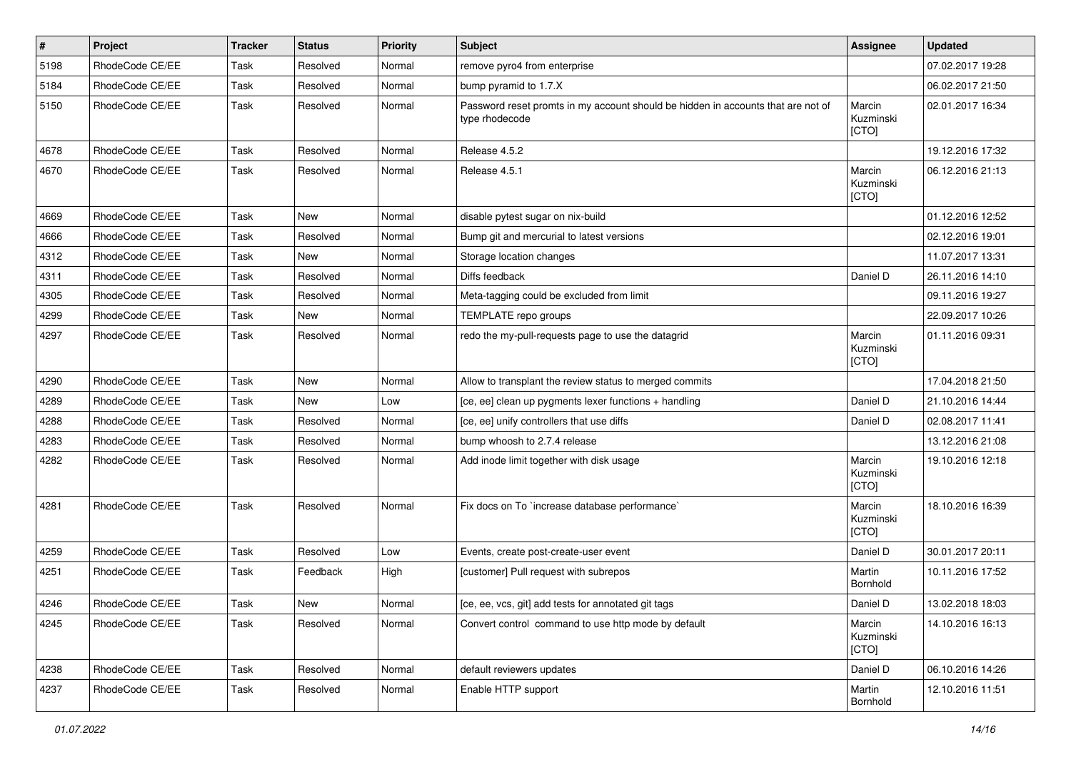| # | Project | Tracker | Status | Priority | Subject | Assignee | Updated |
|---|---|---|---|---|---|---|---|
| 5198 | RhodeCode CE/EE | Task | Resolved | Normal | remove pyro4 from enterprise | | 07.02.2017 19:28 |
| 5184 | RhodeCode CE/EE | Task | Resolved | Normal | bump pyramid to 1.7.X | | 06.02.2017 21:50 |
| 5150 | RhodeCode CE/EE | Task | Resolved | Normal | Password reset promts in my account should be hidden in accounts that are not of type rhodecode | Marcin Kuzminski [CTO] | 02.01.2017 16:34 |
| 4678 | RhodeCode CE/EE | Task | Resolved | Normal | Release 4.5.2 | | 19.12.2016 17:32 |
| 4670 | RhodeCode CE/EE | Task | Resolved | Normal | Release 4.5.1 | Marcin Kuzminski [CTO] | 06.12.2016 21:13 |
| 4669 | RhodeCode CE/EE | Task | New | Normal | disable pytest sugar on nix-build | | 01.12.2016 12:52 |
| 4666 | RhodeCode CE/EE | Task | Resolved | Normal | Bump git and mercurial to latest versions | | 02.12.2016 19:01 |
| 4312 | RhodeCode CE/EE | Task | New | Normal | Storage location changes | | 11.07.2017 13:31 |
| 4311 | RhodeCode CE/EE | Task | Resolved | Normal | Diffs feedback | Daniel D | 26.11.2016 14:10 |
| 4305 | RhodeCode CE/EE | Task | Resolved | Normal | Meta-tagging could be excluded from limit | | 09.11.2016 19:27 |
| 4299 | RhodeCode CE/EE | Task | New | Normal | TEMPLATE repo groups | | 22.09.2017 10:26 |
| 4297 | RhodeCode CE/EE | Task | Resolved | Normal | redo the my-pull-requests page to use the datagrid | Marcin Kuzminski [CTO] | 01.11.2016 09:31 |
| 4290 | RhodeCode CE/EE | Task | New | Normal | Allow to transplant the review status to merged commits | | 17.04.2018 21:50 |
| 4289 | RhodeCode CE/EE | Task | New | Low | [ce, ee] clean up pygments lexer functions + handling | Daniel D | 21.10.2016 14:44 |
| 4288 | RhodeCode CE/EE | Task | Resolved | Normal | [ce, ee] unify controllers that use diffs | Daniel D | 02.08.2017 11:41 |
| 4283 | RhodeCode CE/EE | Task | Resolved | Normal | bump whoosh to 2.7.4 release | | 13.12.2016 21:08 |
| 4282 | RhodeCode CE/EE | Task | Resolved | Normal | Add inode limit together with disk usage | Marcin Kuzminski [CTO] | 19.10.2016 12:18 |
| 4281 | RhodeCode CE/EE | Task | Resolved | Normal | Fix docs on To `increase database performance` | Marcin Kuzminski [CTO] | 18.10.2016 16:39 |
| 4259 | RhodeCode CE/EE | Task | Resolved | Low | Events, create post-create-user event | Daniel D | 30.01.2017 20:11 |
| 4251 | RhodeCode CE/EE | Task | Feedback | High | [customer] Pull request with subrepos | Martin Bornhold | 10.11.2016 17:52 |
| 4246 | RhodeCode CE/EE | Task | New | Normal | [ce, ee, vcs, git] add tests for annotated git tags | Daniel D | 13.02.2018 18:03 |
| 4245 | RhodeCode CE/EE | Task | Resolved | Normal | Convert control command to use http mode by default | Marcin Kuzminski [CTO] | 14.10.2016 16:13 |
| 4238 | RhodeCode CE/EE | Task | Resolved | Normal | default reviewers updates | Daniel D | 06.10.2016 14:26 |
| 4237 | RhodeCode CE/EE | Task | Resolved | Normal | Enable HTTP support | Martin Bornhold | 12.10.2016 11:51 |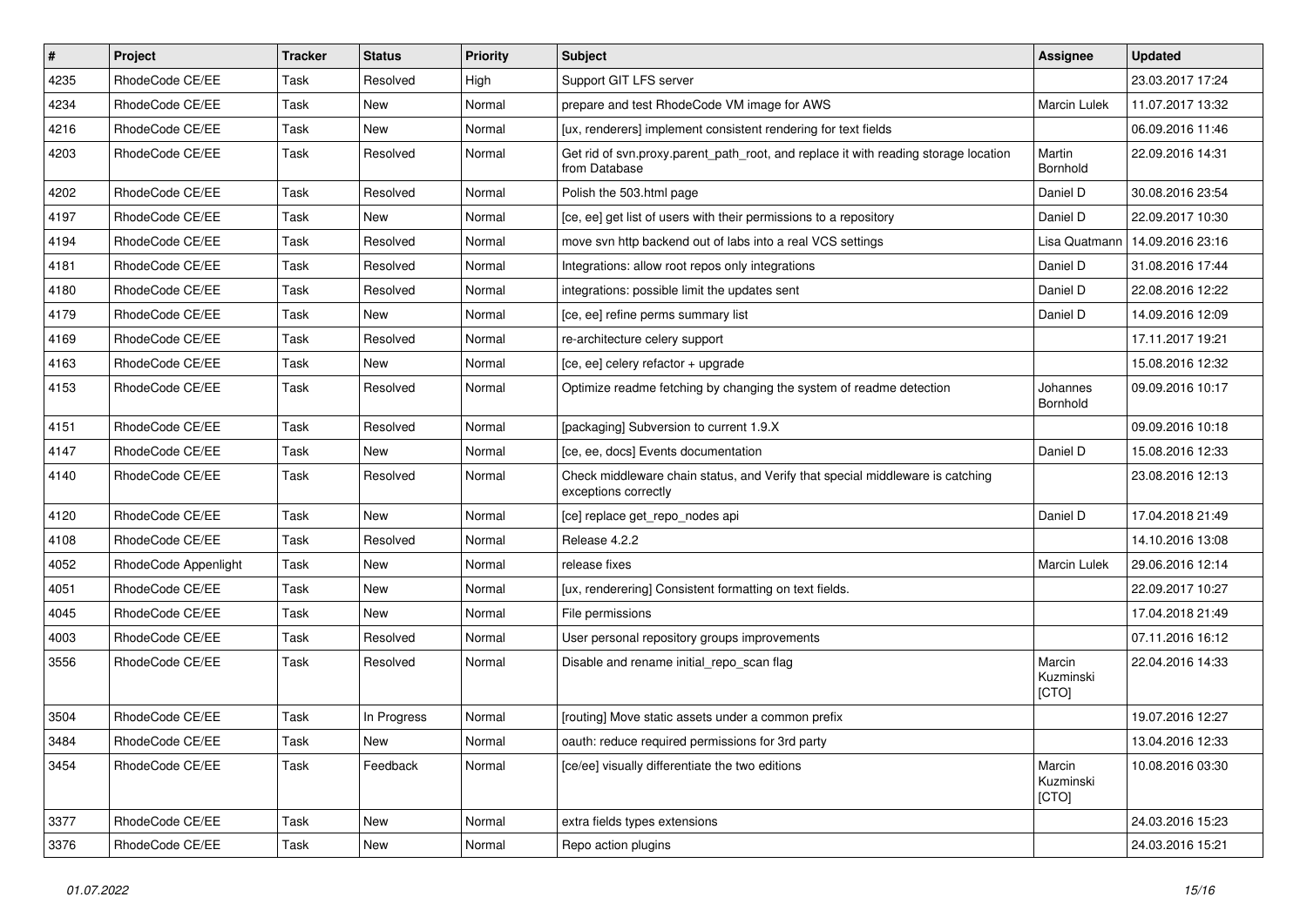| # | Project | Tracker | Status | Priority | Subject | Assignee | Updated |
|---|---|---|---|---|---|---|---|
| 4235 | RhodeCode CE/EE | Task | Resolved | High | Support GIT LFS server | | 23.03.2017 17:24 |
| 4234 | RhodeCode CE/EE | Task | New | Normal | prepare and test RhodeCode VM image for AWS | Marcin Lulek | 11.07.2017 13:32 |
| 4216 | RhodeCode CE/EE | Task | New | Normal | [ux, renderers] implement consistent rendering for text fields | | 06.09.2016 11:46 |
| 4203 | RhodeCode CE/EE | Task | Resolved | Normal | Get rid of svn.proxy.parent_path_root, and replace it with reading storage location from Database | Martin Bornhold | 22.09.2016 14:31 |
| 4202 | RhodeCode CE/EE | Task | Resolved | Normal | Polish the 503.html page | Daniel D | 30.08.2016 23:54 |
| 4197 | RhodeCode CE/EE | Task | New | Normal | [ce, ee] get list of users with their permissions to a repository | Daniel D | 22.09.2017 10:30 |
| 4194 | RhodeCode CE/EE | Task | Resolved | Normal | move svn http backend out of labs into a real VCS settings | Lisa Quatmann | 14.09.2016 23:16 |
| 4181 | RhodeCode CE/EE | Task | Resolved | Normal | Integrations: allow root repos only integrations | Daniel D | 31.08.2016 17:44 |
| 4180 | RhodeCode CE/EE | Task | Resolved | Normal | integrations: possible limit the updates sent | Daniel D | 22.08.2016 12:22 |
| 4179 | RhodeCode CE/EE | Task | New | Normal | [ce, ee] refine perms summary list | Daniel D | 14.09.2016 12:09 |
| 4169 | RhodeCode CE/EE | Task | Resolved | Normal | re-architecture celery support | | 17.11.2017 19:21 |
| 4163 | RhodeCode CE/EE | Task | New | Normal | [ce, ee] celery refactor + upgrade | | 15.08.2016 12:32 |
| 4153 | RhodeCode CE/EE | Task | Resolved | Normal | Optimize readme fetching by changing the system of readme detection | Johannes Bornhold | 09.09.2016 10:17 |
| 4151 | RhodeCode CE/EE | Task | Resolved | Normal | [packaging] Subversion to current 1.9.X | | 09.09.2016 10:18 |
| 4147 | RhodeCode CE/EE | Task | New | Normal | [ce, ee, docs] Events documentation | Daniel D | 15.08.2016 12:33 |
| 4140 | RhodeCode CE/EE | Task | Resolved | Normal | Check middleware chain status, and Verify that special middleware is catching exceptions correctly | | 23.08.2016 12:13 |
| 4120 | RhodeCode CE/EE | Task | New | Normal | [ce] replace get_repo_nodes api | Daniel D | 17.04.2018 21:49 |
| 4108 | RhodeCode CE/EE | Task | Resolved | Normal | Release 4.2.2 | | 14.10.2016 13:08 |
| 4052 | RhodeCode Appenlight | Task | New | Normal | release fixes | Marcin Lulek | 29.06.2016 12:14 |
| 4051 | RhodeCode CE/EE | Task | New | Normal | [ux, renderering] Consistent formatting on text fields. | | 22.09.2017 10:27 |
| 4045 | RhodeCode CE/EE | Task | New | Normal | File permissions | | 17.04.2018 21:49 |
| 4003 | RhodeCode CE/EE | Task | Resolved | Normal | User personal repository groups improvements | | 07.11.2016 16:12 |
| 3556 | RhodeCode CE/EE | Task | Resolved | Normal | Disable and rename initial_repo_scan flag | Marcin Kuzminski [CTO] | 22.04.2016 14:33 |
| 3504 | RhodeCode CE/EE | Task | In Progress | Normal | [routing] Move static assets under a common prefix | | 19.07.2016 12:27 |
| 3484 | RhodeCode CE/EE | Task | New | Normal | oauth: reduce required permissions for 3rd party | | 13.04.2016 12:33 |
| 3454 | RhodeCode CE/EE | Task | Feedback | Normal | [ce/ee] visually differentiate the two editions | Marcin Kuzminski [CTO] | 10.08.2016 03:30 |
| 3377 | RhodeCode CE/EE | Task | New | Normal | extra fields types extensions | | 24.03.2016 15:23 |
| 3376 | RhodeCode CE/EE | Task | New | Normal | Repo action plugins | | 24.03.2016 15:21 |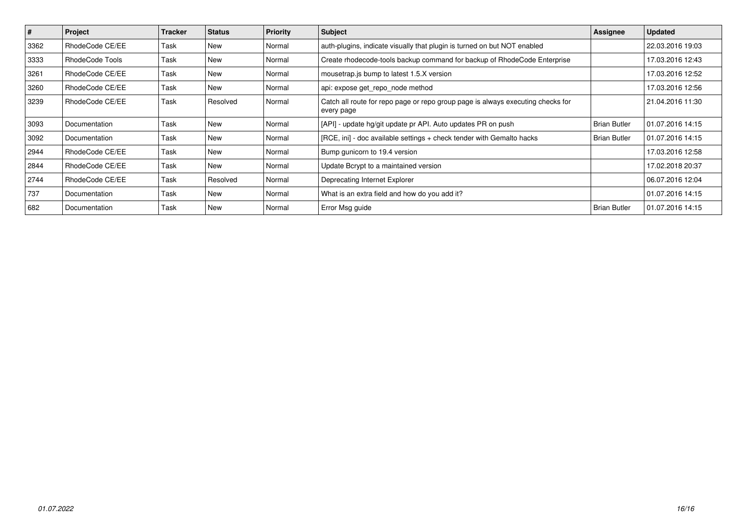| # | Project | Tracker | Status | Priority | Subject | Assignee | Updated |
|---|---|---|---|---|---|---|---|
| 3362 | RhodeCode CE/EE | Task | New | Normal | auth-plugins, indicate visually that plugin is turned on but NOT enabled | | 22.03.2016 19:03 |
| 3333 | RhodeCode Tools | Task | New | Normal | Create rhodecode-tools backup command for backup of RhodeCode Enterprise | | 17.03.2016 12:43 |
| 3261 | RhodeCode CE/EE | Task | New | Normal | mousetrap.js bump to latest 1.5.X version | | 17.03.2016 12:52 |
| 3260 | RhodeCode CE/EE | Task | New | Normal | api: expose get_repo_node method | | 17.03.2016 12:56 |
| 3239 | RhodeCode CE/EE | Task | Resolved | Normal | Catch all route for repo page or repo group page is always executing checks for every page | | 21.04.2016 11:30 |
| 3093 | Documentation | Task | New | Normal | [API] - update hg/git update pr API. Auto updates PR on push | Brian Butler | 01.07.2016 14:15 |
| 3092 | Documentation | Task | New | Normal | [RCE, ini] - doc available settings + check tender with Gemalto hacks | Brian Butler | 01.07.2016 14:15 |
| 2944 | RhodeCode CE/EE | Task | New | Normal | Bump gunicorn to 19.4 version | | 17.03.2016 12:58 |
| 2844 | RhodeCode CE/EE | Task | New | Normal | Update Bcrypt to a maintained version | | 17.02.2018 20:37 |
| 2744 | RhodeCode CE/EE | Task | Resolved | Normal | Deprecating Internet Explorer | | 06.07.2016 12:04 |
| 737 | Documentation | Task | New | Normal | What is an extra field and how do you add it? | | 01.07.2016 14:15 |
| 682 | Documentation | Task | New | Normal | Error Msg guide | Brian Butler | 01.07.2016 14:15 |